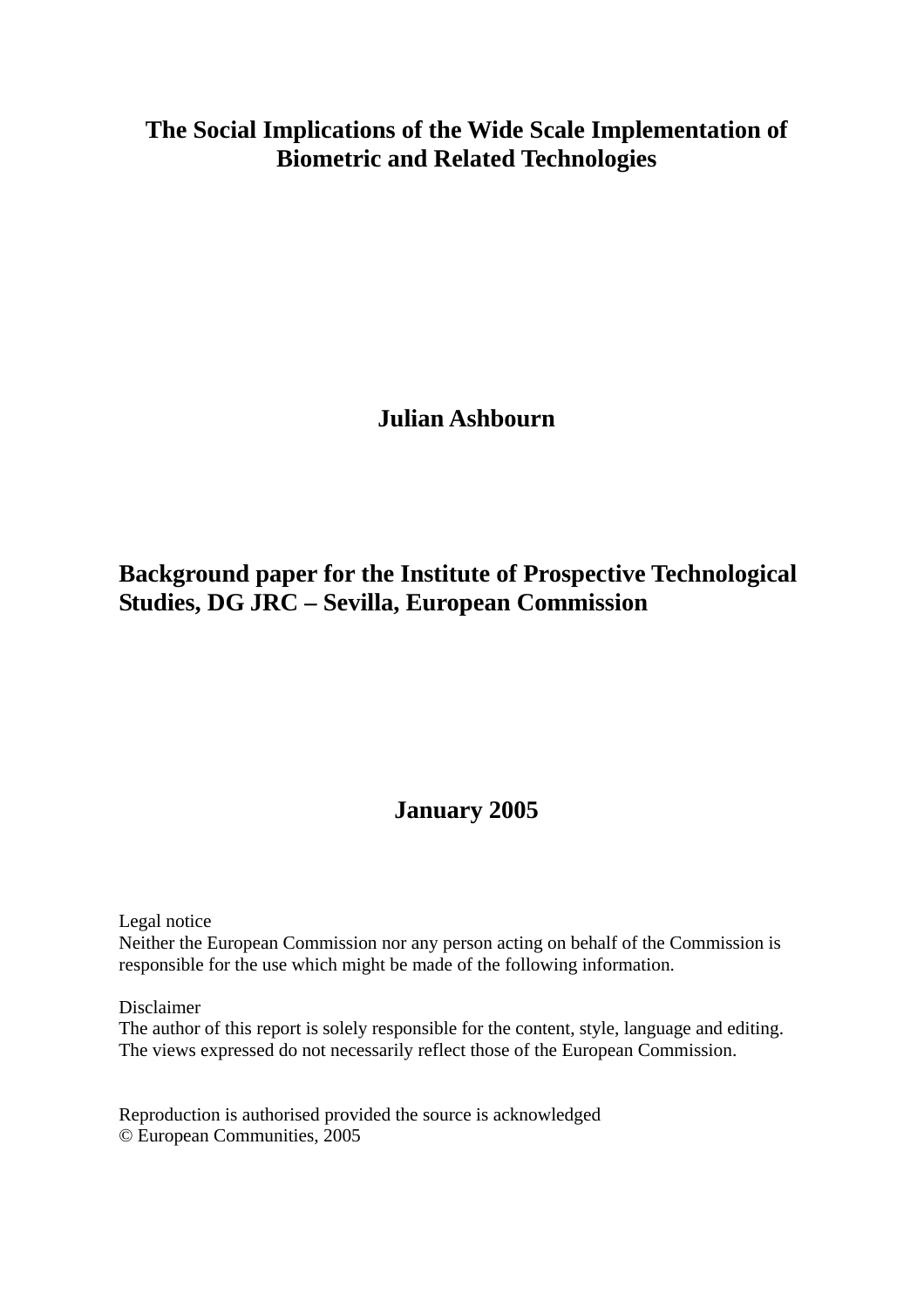# The Social Implications of the Wide Scale Implementation of Biometric and Related Technologies

**Julian Ashbourn**

**Background paper for the Institute of Prospective Technological Studies, DG JRC – Sevilla, European Commission**

**January 2005**

Legal notice
Neither the European Commission nor any person acting on behalf of the Commission is responsible for the use which might be made of the following information.

Disclaimer
The author of this report is solely responsible for the content, style, language and editing. The views expressed do not necessarily reflect those of the European Commission.

Reproduction is authorised provided the source is acknowledged
© European Communities, 2005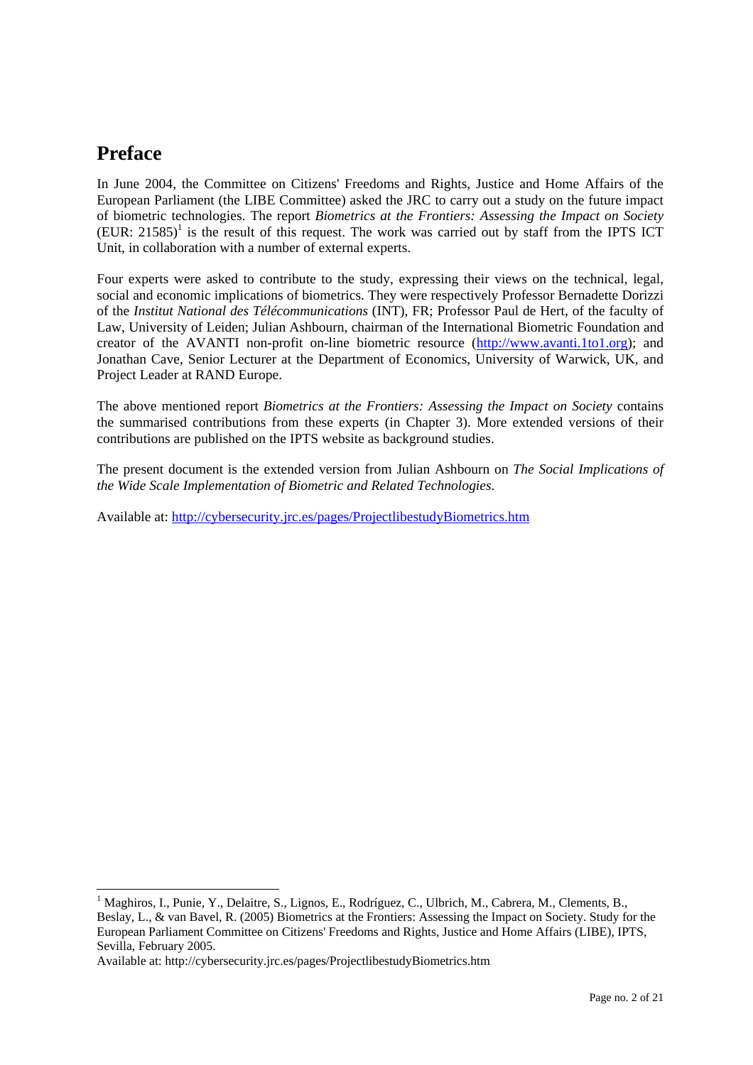# Preface

In June 2004, the Committee on Citizens' Freedoms and Rights, Justice and Home Affairs of the European Parliament (the LIBE Committee) asked the JRC to carry out a study on the future impact of biometric technologies. The report *Biometrics at the Frontiers: Assessing the Impact on Society* (EUR: 21585)[1] is the result of this request. The work was carried out by staff from the IPTS ICT Unit, in collaboration with a number of external experts.

Four experts were asked to contribute to the study, expressing their views on the technical, legal, social and economic implications of biometrics. They were respectively Professor Bernadette Dorizzi of the *Institut National des Télécommunications* (INT), FR; Professor Paul de Hert, of the faculty of Law, University of Leiden; Julian Ashbourn, chairman of the International Biometric Foundation and creator of the AVANTI non-profit on-line biometric resource (http://www.avanti.1to1.org); and Jonathan Cave, Senior Lecturer at the Department of Economics, University of Warwick, UK, and Project Leader at RAND Europe.

The above mentioned report *Biometrics at the Frontiers: Assessing the Impact on Society* contains the summarised contributions from these experts (in Chapter 3). More extended versions of their contributions are published on the IPTS website as background studies.

The present document is the extended version from Julian Ashbourn on *The Social Implications of the Wide Scale Implementation of Biometric and Related Technologies.*

Available at: http://cybersecurity.jrc.es/pages/ProjectlibestudyBiometrics.htm

---

[1] Maghiros, I., Punie, Y., Delaitre, S., Lignos, E., Rodríguez, C., Ulbrich, M., Cabrera, M., Clements, B., Beslay, L., & van Bavel, R. (2005) Biometrics at the Frontiers: Assessing the Impact on Society. Study for the European Parliament Committee on Citizens' Freedoms and Rights, Justice and Home Affairs (LIBE), IPTS, Sevilla, February 2005.

Available at: http://cybersecurity.jrc.es/pages/ProjectlibestudyBiometrics.htm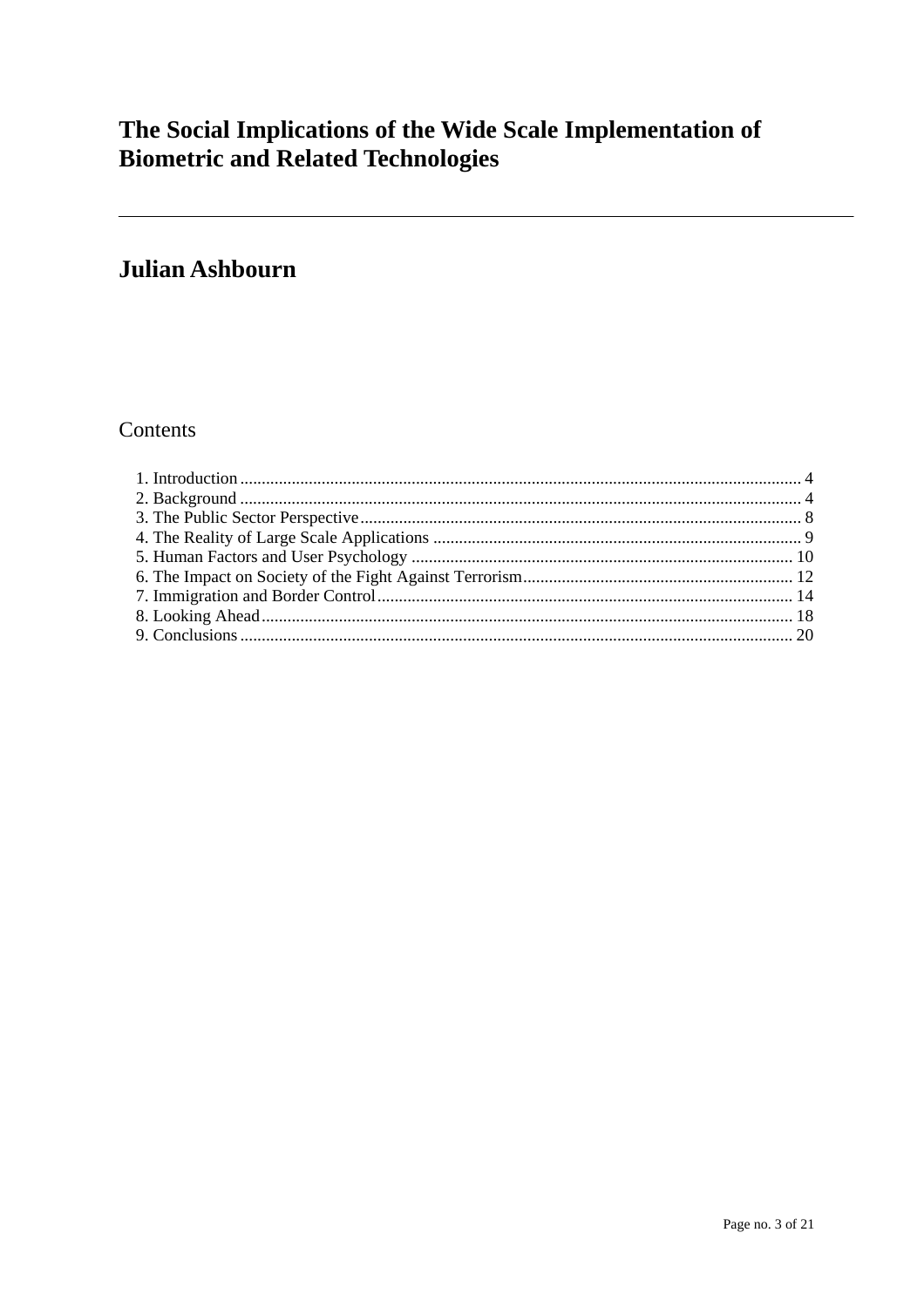# The Social Implications of the Wide Scale Implementation of Biometric and Related Technologies

---

## Julian Ashbourn

Contents

1. Introduction .......... 4
2. Background .......... 4
3. The Public Sector Perspective .......... 8
4. The Reality of Large Scale Applications .......... 9
5. Human Factors and User Psychology .......... 10
6. The Impact on Society of the Fight Against Terrorism .......... 12
7. Immigration and Border Control .......... 14
8. Looking Ahead .......... 18
9. Conclusions .......... 20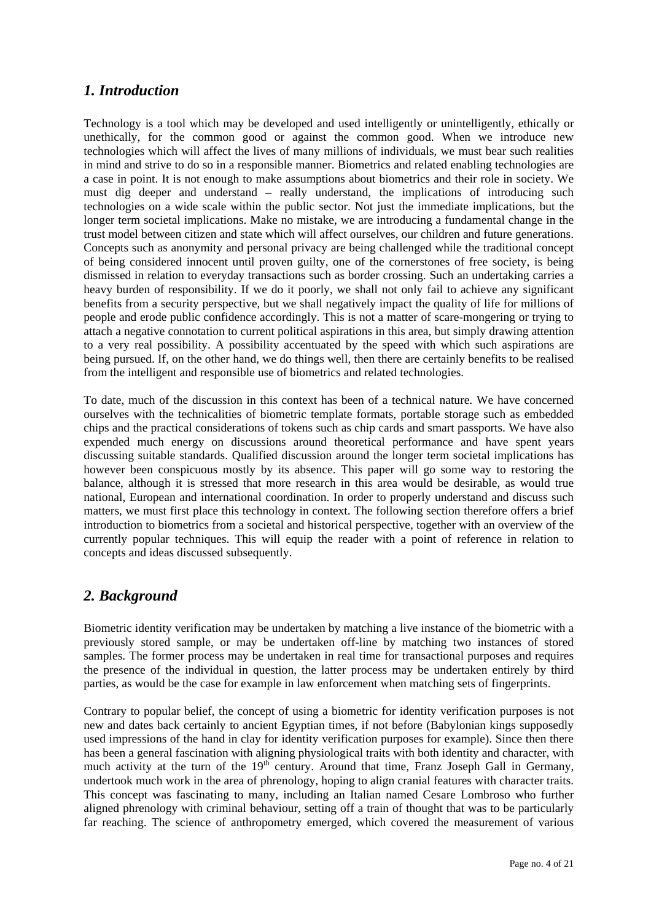## *1. Introduction*

Technology is a tool which may be developed and used intelligently or unintelligently, ethically or unethically, for the common good or against the common good. When we introduce new technologies which will affect the lives of many millions of individuals, we must bear such realities in mind and strive to do so in a responsible manner. Biometrics and related enabling technologies are a case in point. It is not enough to make assumptions about biometrics and their role in society. We must dig deeper and understand – really understand, the implications of introducing such technologies on a wide scale within the public sector. Not just the immediate implications, but the longer term societal implications. Make no mistake, we are introducing a fundamental change in the trust model between citizen and state which will affect ourselves, our children and future generations. Concepts such as anonymity and personal privacy are being challenged while the traditional concept of being considered innocent until proven guilty, one of the cornerstones of free society, is being dismissed in relation to everyday transactions such as border crossing. Such an undertaking carries a heavy burden of responsibility. If we do it poorly, we shall not only fail to achieve any significant benefits from a security perspective, but we shall negatively impact the quality of life for millions of people and erode public confidence accordingly. This is not a matter of scare-mongering or trying to attach a negative connotation to current political aspirations in this area, but simply drawing attention to a very real possibility. A possibility accentuated by the speed with which such aspirations are being pursued. If, on the other hand, we do things well, then there are certainly benefits to be realised from the intelligent and responsible use of biometrics and related technologies.

To date, much of the discussion in this context has been of a technical nature. We have concerned ourselves with the technicalities of biometric template formats, portable storage such as embedded chips and the practical considerations of tokens such as chip cards and smart passports. We have also expended much energy on discussions around theoretical performance and have spent years discussing suitable standards. Qualified discussion around the longer term societal implications has however been conspicuous mostly by its absence. This paper will go some way to restoring the balance, although it is stressed that more research in this area would be desirable, as would true national, European and international coordination. In order to properly understand and discuss such matters, we must first place this technology in context. The following section therefore offers a brief introduction to biometrics from a societal and historical perspective, together with an overview of the currently popular techniques. This will equip the reader with a point of reference in relation to concepts and ideas discussed subsequently.

## *2. Background*

Biometric identity verification may be undertaken by matching a live instance of the biometric with a previously stored sample, or may be undertaken off-line by matching two instances of stored samples. The former process may be undertaken in real time for transactional purposes and requires the presence of the individual in question, the latter process may be undertaken entirely by third parties, as would be the case for example in law enforcement when matching sets of fingerprints.

Contrary to popular belief, the concept of using a biometric for identity verification purposes is not new and dates back certainly to ancient Egyptian times, if not before (Babylonian kings supposedly used impressions of the hand in clay for identity verification purposes for example). Since then there has been a general fascination with aligning physiological traits with both identity and character, with much activity at the turn of the 19th century. Around that time, Franz Joseph Gall in Germany, undertook much work in the area of phrenology, hoping to align cranial features with character traits. This concept was fascinating to many, including an Italian named Cesare Lombroso who further aligned phrenology with criminal behaviour, setting off a train of thought that was to be particularly far reaching. The science of anthropometry emerged, which covered the measurement of various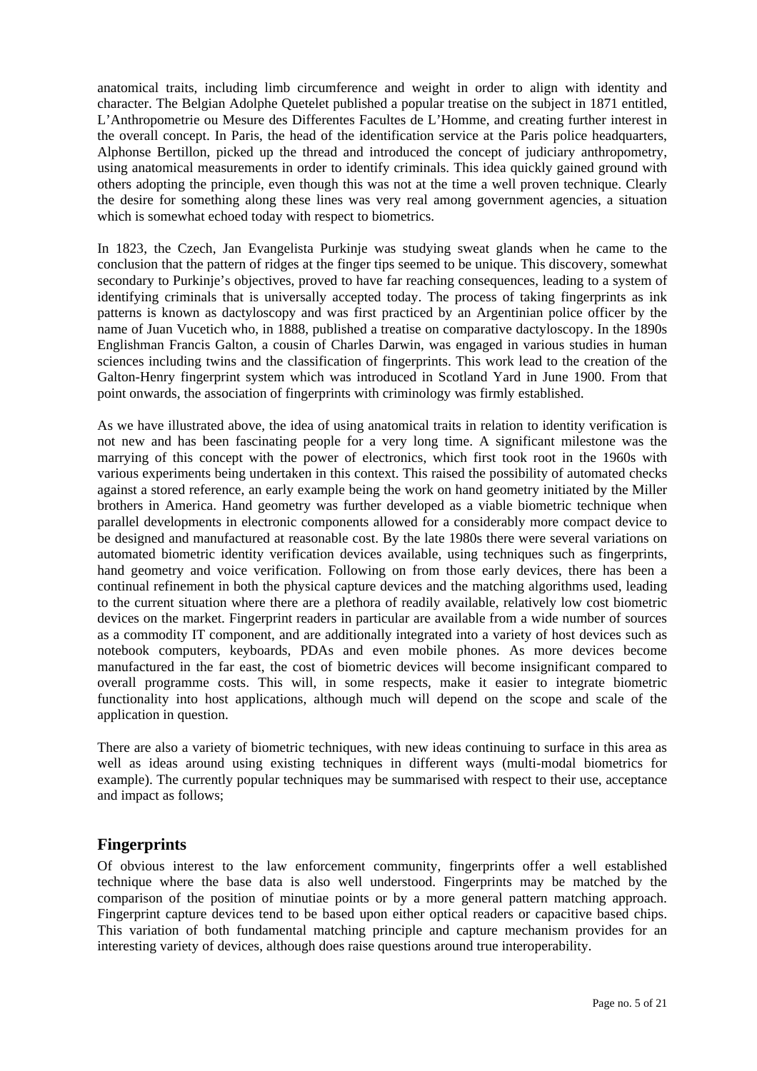anatomical traits, including limb circumference and weight in order to align with identity and character. The Belgian Adolphe Quetelet published a popular treatise on the subject in 1871 entitled, L'Anthropometrie ou Mesure des Differentes Facultes de L'Homme, and creating further interest in the overall concept. In Paris, the head of the identification service at the Paris police headquarters, Alphonse Bertillon, picked up the thread and introduced the concept of judiciary anthropometry, using anatomical measurements in order to identify criminals. This idea quickly gained ground with others adopting the principle, even though this was not at the time a well proven technique. Clearly the desire for something along these lines was very real among government agencies, a situation which is somewhat echoed today with respect to biometrics.

In 1823, the Czech, Jan Evangelista Purkinje was studying sweat glands when he came to the conclusion that the pattern of ridges at the finger tips seemed to be unique. This discovery, somewhat secondary to Purkinje's objectives, proved to have far reaching consequences, leading to a system of identifying criminals that is universally accepted today. The process of taking fingerprints as ink patterns is known as dactyloscopy and was first practiced by an Argentinian police officer by the name of Juan Vucetich who, in 1888, published a treatise on comparative dactyloscopy. In the 1890s Englishman Francis Galton, a cousin of Charles Darwin, was engaged in various studies in human sciences including twins and the classification of fingerprints. This work lead to the creation of the Galton-Henry fingerprint system which was introduced in Scotland Yard in June 1900. From that point onwards, the association of fingerprints with criminology was firmly established.

As we have illustrated above, the idea of using anatomical traits in relation to identity verification is not new and has been fascinating people for a very long time. A significant milestone was the marrying of this concept with the power of electronics, which first took root in the 1960s with various experiments being undertaken in this context. This raised the possibility of automated checks against a stored reference, an early example being the work on hand geometry initiated by the Miller brothers in America. Hand geometry was further developed as a viable biometric technique when parallel developments in electronic components allowed for a considerably more compact device to be designed and manufactured at reasonable cost. By the late 1980s there were several variations on automated biometric identity verification devices available, using techniques such as fingerprints, hand geometry and voice verification. Following on from those early devices, there has been a continual refinement in both the physical capture devices and the matching algorithms used, leading to the current situation where there are a plethora of readily available, relatively low cost biometric devices on the market. Fingerprint readers in particular are available from a wide number of sources as a commodity IT component, and are additionally integrated into a variety of host devices such as notebook computers, keyboards, PDAs and even mobile phones. As more devices become manufactured in the far east, the cost of biometric devices will become insignificant compared to overall programme costs. This will, in some respects, make it easier to integrate biometric functionality into host applications, although much will depend on the scope and scale of the application in question.

There are also a variety of biometric techniques, with new ideas continuing to surface in this area as well as ideas around using existing techniques in different ways (multi-modal biometrics for example). The currently popular techniques may be summarised with respect to their use, acceptance and impact as follows;

## Fingerprints

Of obvious interest to the law enforcement community, fingerprints offer a well established technique where the base data is also well understood. Fingerprints may be matched by the comparison of the position of minutiae points or by a more general pattern matching approach. Fingerprint capture devices tend to be based upon either optical readers or capacitive based chips. This variation of both fundamental matching principle and capture mechanism provides for an interesting variety of devices, although does raise questions around true interoperability.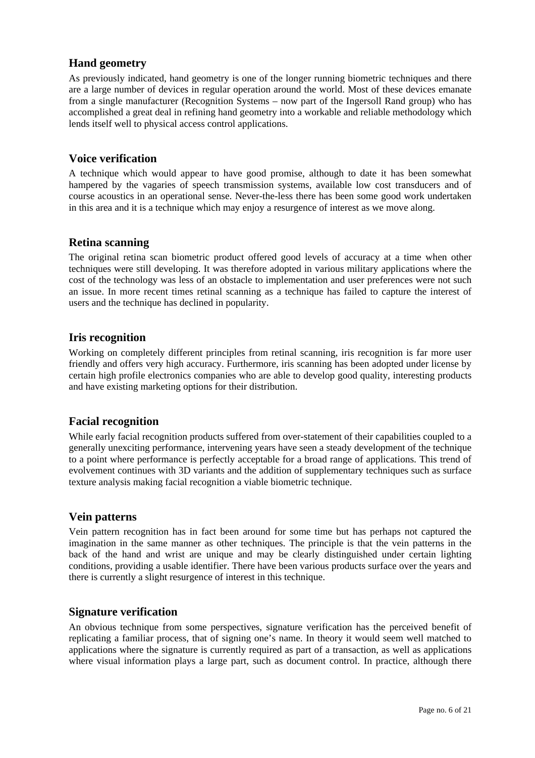## Hand geometry

As previously indicated, hand geometry is one of the longer running biometric techniques and there are a large number of devices in regular operation around the world. Most of these devices emanate from a single manufacturer (Recognition Systems – now part of the Ingersoll Rand group) who has accomplished a great deal in refining hand geometry into a workable and reliable methodology which lends itself well to physical access control applications.

## Voice verification

A technique which would appear to have good promise, although to date it has been somewhat hampered by the vagaries of speech transmission systems, available low cost transducers and of course acoustics in an operational sense. Never-the-less there has been some good work undertaken in this area and it is a technique which may enjoy a resurgence of interest as we move along.

## Retina scanning

The original retina scan biometric product offered good levels of accuracy at a time when other techniques were still developing. It was therefore adopted in various military applications where the cost of the technology was less of an obstacle to implementation and user preferences were not such an issue. In more recent times retinal scanning as a technique has failed to capture the interest of users and the technique has declined in popularity.

## Iris recognition

Working on completely different principles from retinal scanning, iris recognition is far more user friendly and offers very high accuracy. Furthermore, iris scanning has been adopted under license by certain high profile electronics companies who are able to develop good quality, interesting products and have existing marketing options for their distribution.

## Facial recognition

While early facial recognition products suffered from over-statement of their capabilities coupled to a generally unexciting performance, intervening years have seen a steady development of the technique to a point where performance is perfectly acceptable for a broad range of applications. This trend of evolvement continues with 3D variants and the addition of supplementary techniques such as surface texture analysis making facial recognition a viable biometric technique.

## Vein patterns

Vein pattern recognition has in fact been around for some time but has perhaps not captured the imagination in the same manner as other techniques. The principle is that the vein patterns in the back of the hand and wrist are unique and may be clearly distinguished under certain lighting conditions, providing a usable identifier. There have been various products surface over the years and there is currently a slight resurgence of interest in this technique.

## Signature verification

An obvious technique from some perspectives, signature verification has the perceived benefit of replicating a familiar process, that of signing one's name. In theory it would seem well matched to applications where the signature is currently required as part of a transaction, as well as applications where visual information plays a large part, such as document control. In practice, although there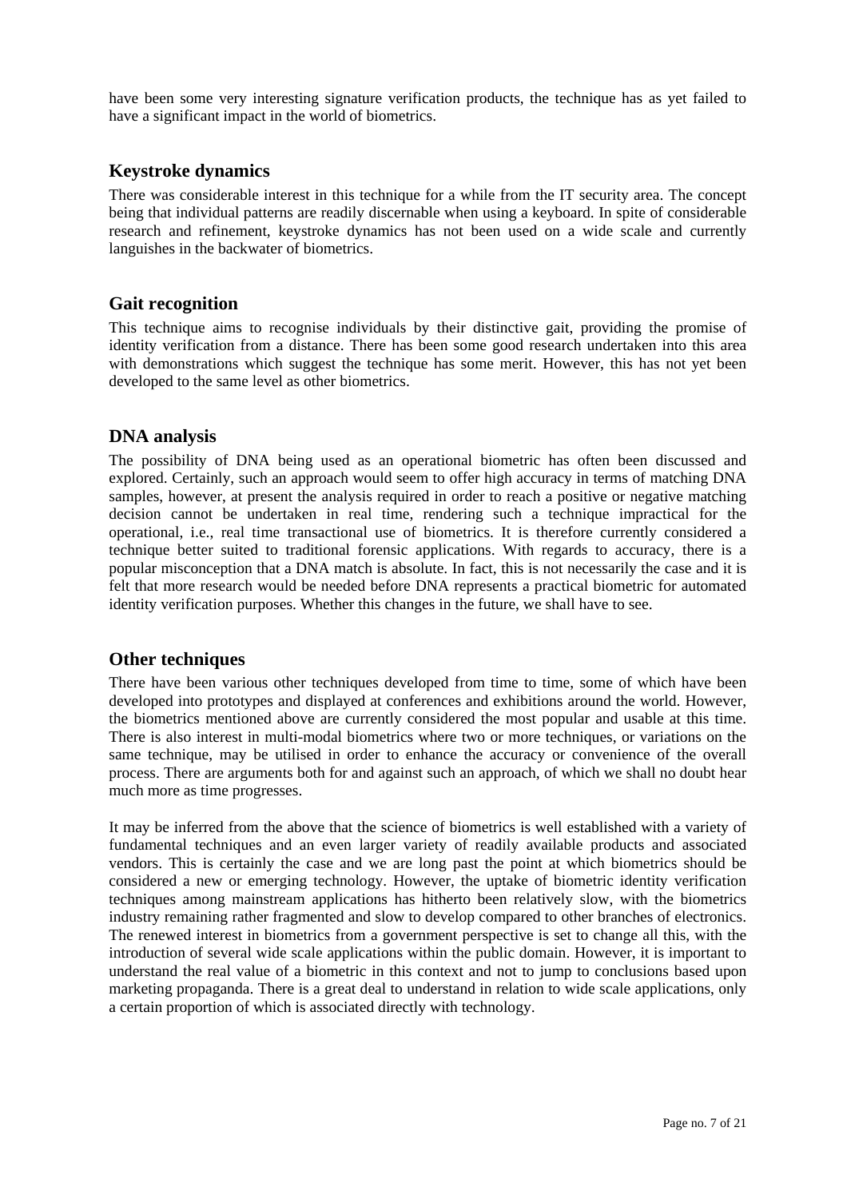have been some very interesting signature verification products, the technique has as yet failed to have a significant impact in the world of biometrics.

## Keystroke dynamics

There was considerable interest in this technique for a while from the IT security area. The concept being that individual patterns are readily discernable when using a keyboard. In spite of considerable research and refinement, keystroke dynamics has not been used on a wide scale and currently languishes in the backwater of biometrics.

## Gait recognition

This technique aims to recognise individuals by their distinctive gait, providing the promise of identity verification from a distance. There has been some good research undertaken into this area with demonstrations which suggest the technique has some merit. However, this has not yet been developed to the same level as other biometrics.

## DNA analysis

The possibility of DNA being used as an operational biometric has often been discussed and explored. Certainly, such an approach would seem to offer high accuracy in terms of matching DNA samples, however, at present the analysis required in order to reach a positive or negative matching decision cannot be undertaken in real time, rendering such a technique impractical for the operational, i.e., real time transactional use of biometrics. It is therefore currently considered a technique better suited to traditional forensic applications. With regards to accuracy, there is a popular misconception that a DNA match is absolute. In fact, this is not necessarily the case and it is felt that more research would be needed before DNA represents a practical biometric for automated identity verification purposes. Whether this changes in the future, we shall have to see.

## Other techniques

There have been various other techniques developed from time to time, some of which have been developed into prototypes and displayed at conferences and exhibitions around the world. However, the biometrics mentioned above are currently considered the most popular and usable at this time. There is also interest in multi-modal biometrics where two or more techniques, or variations on the same technique, may be utilised in order to enhance the accuracy or convenience of the overall process. There are arguments both for and against such an approach, of which we shall no doubt hear much more as time progresses.

It may be inferred from the above that the science of biometrics is well established with a variety of fundamental techniques and an even larger variety of readily available products and associated vendors. This is certainly the case and we are long past the point at which biometrics should be considered a new or emerging technology. However, the uptake of biometric identity verification techniques among mainstream applications has hitherto been relatively slow, with the biometrics industry remaining rather fragmented and slow to develop compared to other branches of electronics. The renewed interest in biometrics from a government perspective is set to change all this, with the introduction of several wide scale applications within the public domain. However, it is important to understand the real value of a biometric in this context and not to jump to conclusions based upon marketing propaganda. There is a great deal to understand in relation to wide scale applications, only a certain proportion of which is associated directly with technology.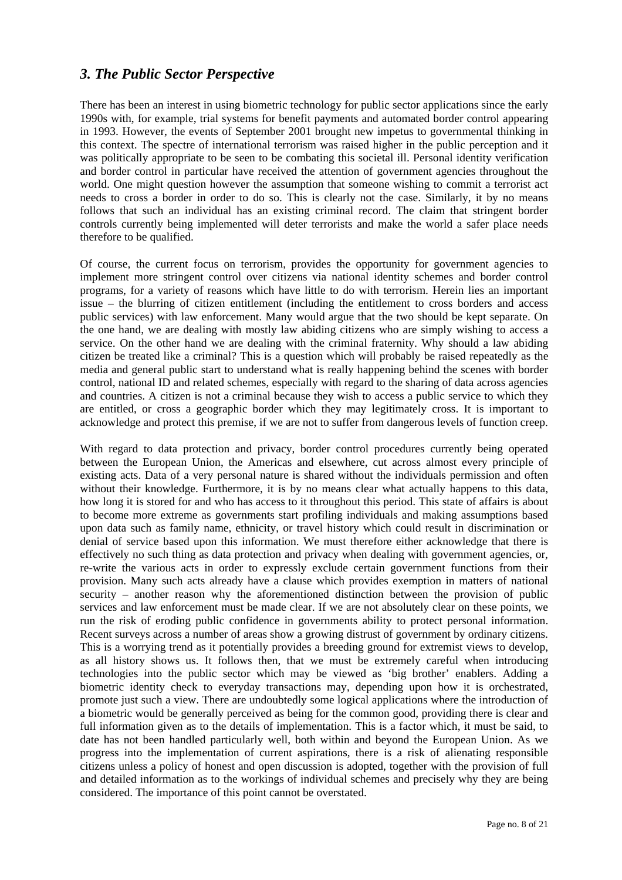## *3. The Public Sector Perspective*

There has been an interest in using biometric technology for public sector applications since the early 1990s with, for example, trial systems for benefit payments and automated border control appearing in 1993. However, the events of September 2001 brought new impetus to governmental thinking in this context. The spectre of international terrorism was raised higher in the public perception and it was politically appropriate to be seen to be combating this societal ill. Personal identity verification and border control in particular have received the attention of government agencies throughout the world. One might question however the assumption that someone wishing to commit a terrorist act needs to cross a border in order to do so. This is clearly not the case. Similarly, it by no means follows that such an individual has an existing criminal record. The claim that stringent border controls currently being implemented will deter terrorists and make the world a safer place needs therefore to be qualified.

Of course, the current focus on terrorism, provides the opportunity for government agencies to implement more stringent control over citizens via national identity schemes and border control programs, for a variety of reasons which have little to do with terrorism. Herein lies an important issue – the blurring of citizen entitlement (including the entitlement to cross borders and access public services) with law enforcement. Many would argue that the two should be kept separate. On the one hand, we are dealing with mostly law abiding citizens who are simply wishing to access a service. On the other hand we are dealing with the criminal fraternity. Why should a law abiding citizen be treated like a criminal? This is a question which will probably be raised repeatedly as the media and general public start to understand what is really happening behind the scenes with border control, national ID and related schemes, especially with regard to the sharing of data across agencies and countries. A citizen is not a criminal because they wish to access a public service to which they are entitled, or cross a geographic border which they may legitimately cross. It is important to acknowledge and protect this premise, if we are not to suffer from dangerous levels of function creep.

With regard to data protection and privacy, border control procedures currently being operated between the European Union, the Americas and elsewhere, cut across almost every principle of existing acts. Data of a very personal nature is shared without the individuals permission and often without their knowledge. Furthermore, it is by no means clear what actually happens to this data, how long it is stored for and who has access to it throughout this period. This state of affairs is about to become more extreme as governments start profiling individuals and making assumptions based upon data such as family name, ethnicity, or travel history which could result in discrimination or denial of service based upon this information. We must therefore either acknowledge that there is effectively no such thing as data protection and privacy when dealing with government agencies, or, re-write the various acts in order to expressly exclude certain government functions from their provision. Many such acts already have a clause which provides exemption in matters of national security – another reason why the aforementioned distinction between the provision of public services and law enforcement must be made clear. If we are not absolutely clear on these points, we run the risk of eroding public confidence in governments ability to protect personal information. Recent surveys across a number of areas show a growing distrust of government by ordinary citizens. This is a worrying trend as it potentially provides a breeding ground for extremist views to develop, as all history shows us. It follows then, that we must be extremely careful when introducing technologies into the public sector which may be viewed as 'big brother' enablers. Adding a biometric identity check to everyday transactions may, depending upon how it is orchestrated, promote just such a view. There are undoubtedly some logical applications where the introduction of a biometric would be generally perceived as being for the common good, providing there is clear and full information given as to the details of implementation. This is a factor which, it must be said, to date has not been handled particularly well, both within and beyond the European Union. As we progress into the implementation of current aspirations, there is a risk of alienating responsible citizens unless a policy of honest and open discussion is adopted, together with the provision of full and detailed information as to the workings of individual schemes and precisely why they are being considered. The importance of this point cannot be overstated.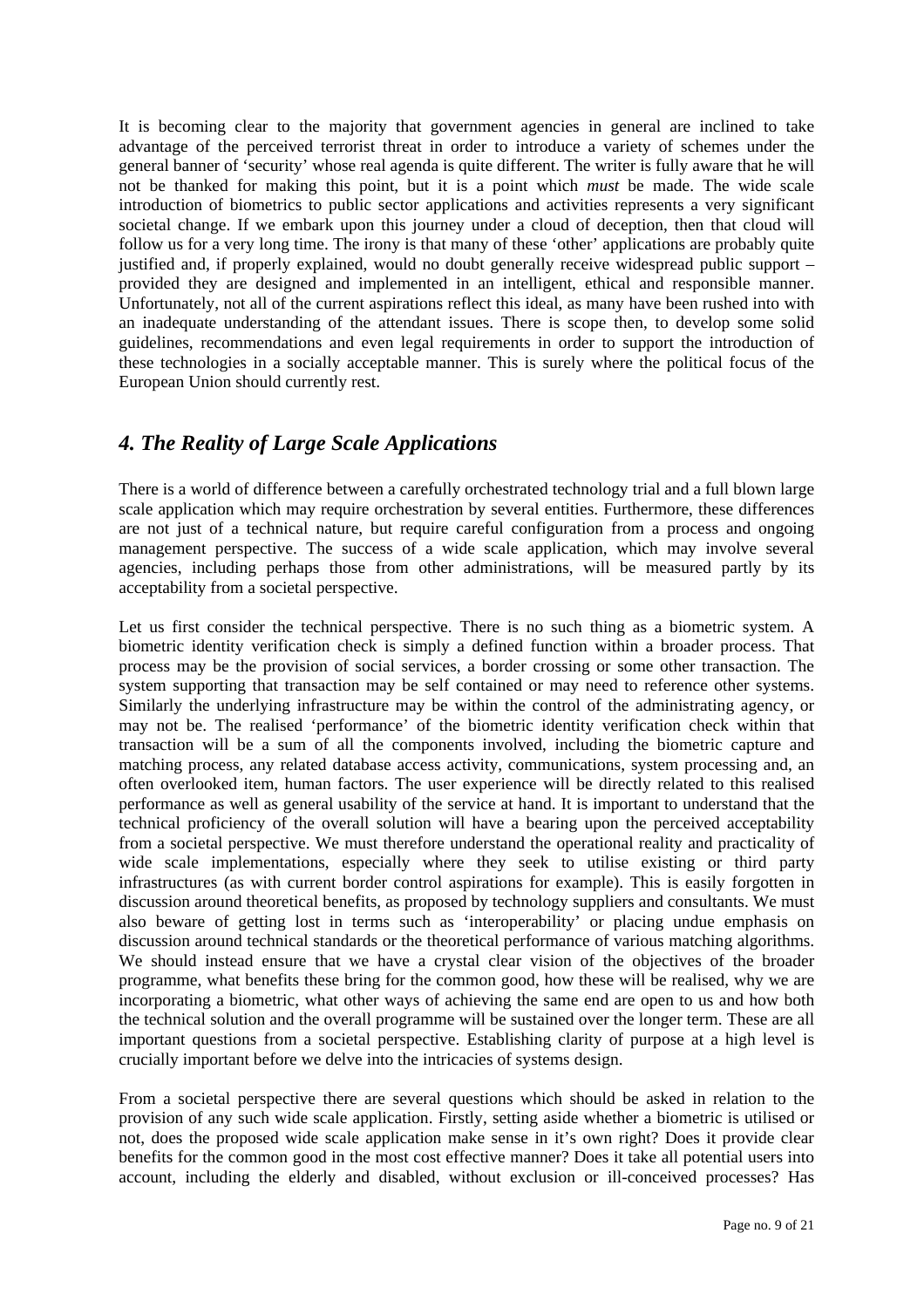It is becoming clear to the majority that government agencies in general are inclined to take advantage of the perceived terrorist threat in order to introduce a variety of schemes under the general banner of 'security' whose real agenda is quite different. The writer is fully aware that he will not be thanked for making this point, but it is a point which *must* be made. The wide scale introduction of biometrics to public sector applications and activities represents a very significant societal change. If we embark upon this journey under a cloud of deception, then that cloud will follow us for a very long time. The irony is that many of these 'other' applications are probably quite justified and, if properly explained, would no doubt generally receive widespread public support – provided they are designed and implemented in an intelligent, ethical and responsible manner. Unfortunately, not all of the current aspirations reflect this ideal, as many have been rushed into with an inadequate understanding of the attendant issues. There is scope then, to develop some solid guidelines, recommendations and even legal requirements in order to support the introduction of these technologies in a socially acceptable manner. This is surely where the political focus of the European Union should currently rest.

## *4. The Reality of Large Scale Applications*

There is a world of difference between a carefully orchestrated technology trial and a full blown large scale application which may require orchestration by several entities. Furthermore, these differences are not just of a technical nature, but require careful configuration from a process and ongoing management perspective. The success of a wide scale application, which may involve several agencies, including perhaps those from other administrations, will be measured partly by its acceptability from a societal perspective.

Let us first consider the technical perspective. There is no such thing as a biometric system. A biometric identity verification check is simply a defined function within a broader process. That process may be the provision of social services, a border crossing or some other transaction. The system supporting that transaction may be self contained or may need to reference other systems. Similarly the underlying infrastructure may be within the control of the administrating agency, or may not be. The realised 'performance' of the biometric identity verification check within that transaction will be a sum of all the components involved, including the biometric capture and matching process, any related database access activity, communications, system processing and, an often overlooked item, human factors. The user experience will be directly related to this realised performance as well as general usability of the service at hand. It is important to understand that the technical proficiency of the overall solution will have a bearing upon the perceived acceptability from a societal perspective. We must therefore understand the operational reality and practicality of wide scale implementations, especially where they seek to utilise existing or third party infrastructures (as with current border control aspirations for example). This is easily forgotten in discussion around theoretical benefits, as proposed by technology suppliers and consultants. We must also beware of getting lost in terms such as 'interoperability' or placing undue emphasis on discussion around technical standards or the theoretical performance of various matching algorithms. We should instead ensure that we have a crystal clear vision of the objectives of the broader programme, what benefits these bring for the common good, how these will be realised, why we are incorporating a biometric, what other ways of achieving the same end are open to us and how both the technical solution and the overall programme will be sustained over the longer term. These are all important questions from a societal perspective. Establishing clarity of purpose at a high level is crucially important before we delve into the intricacies of systems design.

From a societal perspective there are several questions which should be asked in relation to the provision of any such wide scale application. Firstly, setting aside whether a biometric is utilised or not, does the proposed wide scale application make sense in it's own right? Does it provide clear benefits for the common good in the most cost effective manner? Does it take all potential users into account, including the elderly and disabled, without exclusion or ill-conceived processes? Has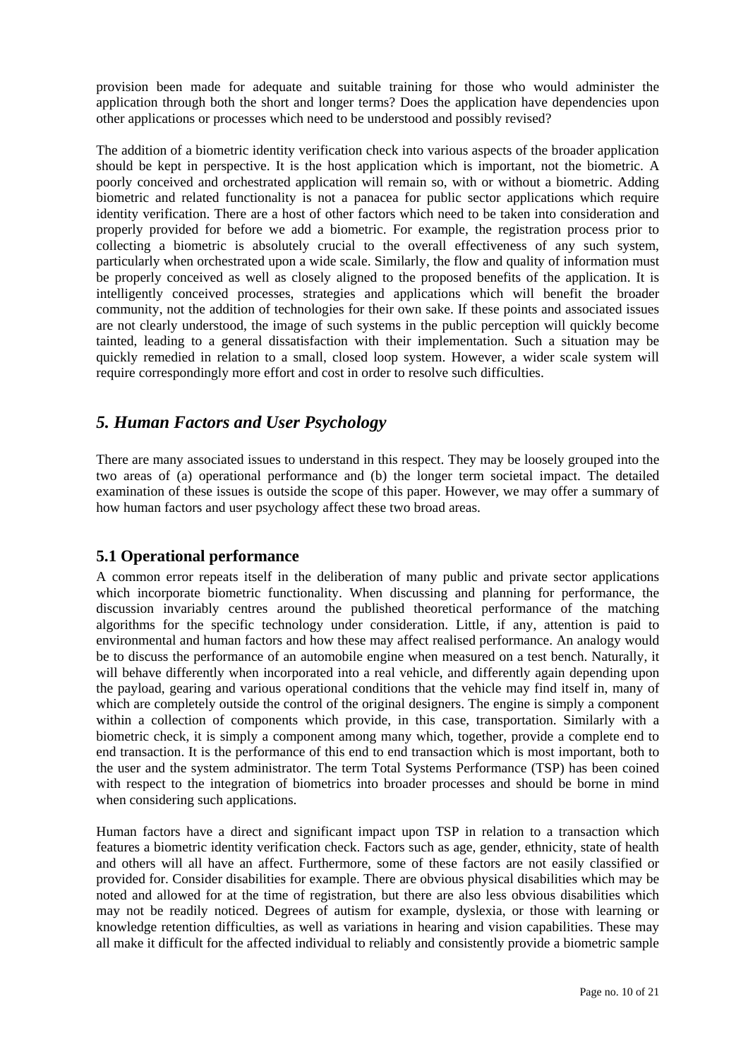provision been made for adequate and suitable training for those who would administer the application through both the short and longer terms? Does the application have dependencies upon other applications or processes which need to be understood and possibly revised?

The addition of a biometric identity verification check into various aspects of the broader application should be kept in perspective. It is the host application which is important, not the biometric. A poorly conceived and orchestrated application will remain so, with or without a biometric. Adding biometric and related functionality is not a panacea for public sector applications which require identity verification. There are a host of other factors which need to be taken into consideration and properly provided for before we add a biometric. For example, the registration process prior to collecting a biometric is absolutely crucial to the overall effectiveness of any such system, particularly when orchestrated upon a wide scale. Similarly, the flow and quality of information must be properly conceived as well as closely aligned to the proposed benefits of the application. It is intelligently conceived processes, strategies and applications which will benefit the broader community, not the addition of technologies for their own sake. If these points and associated issues are not clearly understood, the image of such systems in the public perception will quickly become tainted, leading to a general dissatisfaction with their implementation. Such a situation may be quickly remedied in relation to a small, closed loop system. However, a wider scale system will require correspondingly more effort and cost in order to resolve such difficulties.

## *5. Human Factors and User Psychology*

There are many associated issues to understand in this respect. They may be loosely grouped into the two areas of (a) operational performance and (b) the longer term societal impact. The detailed examination of these issues is outside the scope of this paper. However, we may offer a summary of how human factors and user psychology affect these two broad areas.

### 5.1 Operational performance

A common error repeats itself in the deliberation of many public and private sector applications which incorporate biometric functionality. When discussing and planning for performance, the discussion invariably centres around the published theoretical performance of the matching algorithms for the specific technology under consideration. Little, if any, attention is paid to environmental and human factors and how these may affect realised performance. An analogy would be to discuss the performance of an automobile engine when measured on a test bench. Naturally, it will behave differently when incorporated into a real vehicle, and differently again depending upon the payload, gearing and various operational conditions that the vehicle may find itself in, many of which are completely outside the control of the original designers. The engine is simply a component within a collection of components which provide, in this case, transportation. Similarly with a biometric check, it is simply a component among many which, together, provide a complete end to end transaction. It is the performance of this end to end transaction which is most important, both to the user and the system administrator. The term Total Systems Performance (TSP) has been coined with respect to the integration of biometrics into broader processes and should be borne in mind when considering such applications.

Human factors have a direct and significant impact upon TSP in relation to a transaction which features a biometric identity verification check. Factors such as age, gender, ethnicity, state of health and others will all have an affect. Furthermore, some of these factors are not easily classified or provided for. Consider disabilities for example. There are obvious physical disabilities which may be noted and allowed for at the time of registration, but there are also less obvious disabilities which may not be readily noticed. Degrees of autism for example, dyslexia, or those with learning or knowledge retention difficulties, as well as variations in hearing and vision capabilities. These may all make it difficult for the affected individual to reliably and consistently provide a biometric sample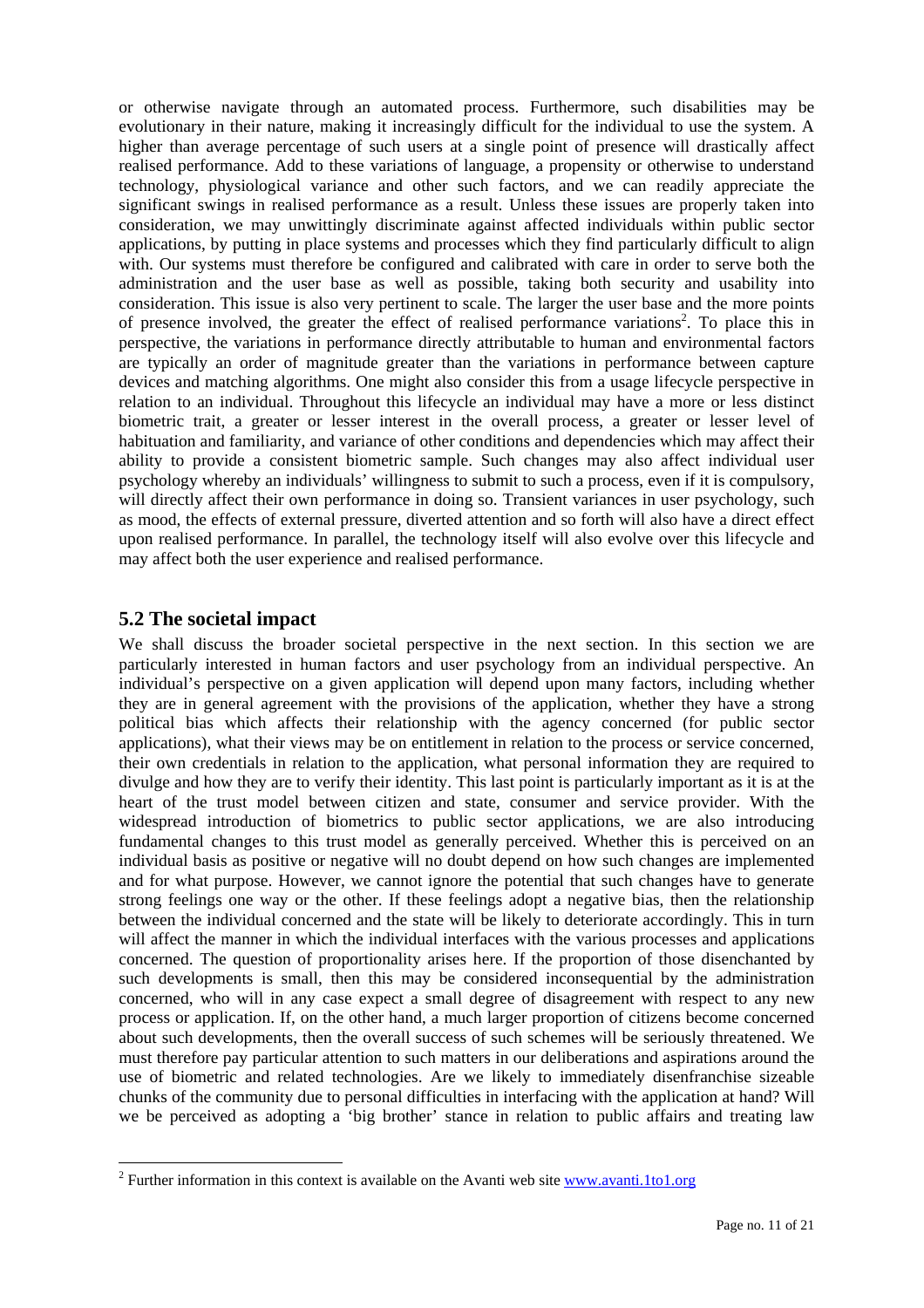or otherwise navigate through an automated process. Furthermore, such disabilities may be evolutionary in their nature, making it increasingly difficult for the individual to use the system. A higher than average percentage of such users at a single point of presence will drastically affect realised performance. Add to these variations of language, a propensity or otherwise to understand technology, physiological variance and other such factors, and we can readily appreciate the significant swings in realised performance as a result. Unless these issues are properly taken into consideration, we may unwittingly discriminate against affected individuals within public sector applications, by putting in place systems and processes which they find particularly difficult to align with. Our systems must therefore be configured and calibrated with care in order to serve both the administration and the user base as well as possible, taking both security and usability into consideration. This issue is also very pertinent to scale. The larger the user base and the more points of presence involved, the greater the effect of realised performance variations[2]. To place this in perspective, the variations in performance directly attributable to human and environmental factors are typically an order of magnitude greater than the variations in performance between capture devices and matching algorithms. One might also consider this from a usage lifecycle perspective in relation to an individual. Throughout this lifecycle an individual may have a more or less distinct biometric trait, a greater or lesser interest in the overall process, a greater or lesser level of habituation and familiarity, and variance of other conditions and dependencies which may affect their ability to provide a consistent biometric sample. Such changes may also affect individual user psychology whereby an individuals' willingness to submit to such a process, even if it is compulsory, will directly affect their own performance in doing so. Transient variances in user psychology, such as mood, the effects of external pressure, diverted attention and so forth will also have a direct effect upon realised performance. In parallel, the technology itself will also evolve over this lifecycle and may affect both the user experience and realised performance.

## 5.2 The societal impact

We shall discuss the broader societal perspective in the next section. In this section we are particularly interested in human factors and user psychology from an individual perspective. An individual's perspective on a given application will depend upon many factors, including whether they are in general agreement with the provisions of the application, whether they have a strong political bias which affects their relationship with the agency concerned (for public sector applications), what their views may be on entitlement in relation to the process or service concerned, their own credentials in relation to the application, what personal information they are required to divulge and how they are to verify their identity. This last point is particularly important as it is at the heart of the trust model between citizen and state, consumer and service provider. With the widespread introduction of biometrics to public sector applications, we are also introducing fundamental changes to this trust model as generally perceived. Whether this is perceived on an individual basis as positive or negative will no doubt depend on how such changes are implemented and for what purpose. However, we cannot ignore the potential that such changes have to generate strong feelings one way or the other. If these feelings adopt a negative bias, then the relationship between the individual concerned and the state will be likely to deteriorate accordingly. This in turn will affect the manner in which the individual interfaces with the various processes and applications concerned. The question of proportionality arises here. If the proportion of those disenchanted by such developments is small, then this may be considered inconsequential by the administration concerned, who will in any case expect a small degree of disagreement with respect to any new process or application. If, on the other hand, a much larger proportion of citizens become concerned about such developments, then the overall success of such schemes will be seriously threatened. We must therefore pay particular attention to such matters in our deliberations and aspirations around the use of biometric and related technologies. Are we likely to immediately disenfranchise sizeable chunks of the community due to personal difficulties in interfacing with the application at hand? Will we be perceived as adopting a 'big brother' stance in relation to public affairs and treating law

[2] Further information in this context is available on the Avanti web site www.avanti.1to1.org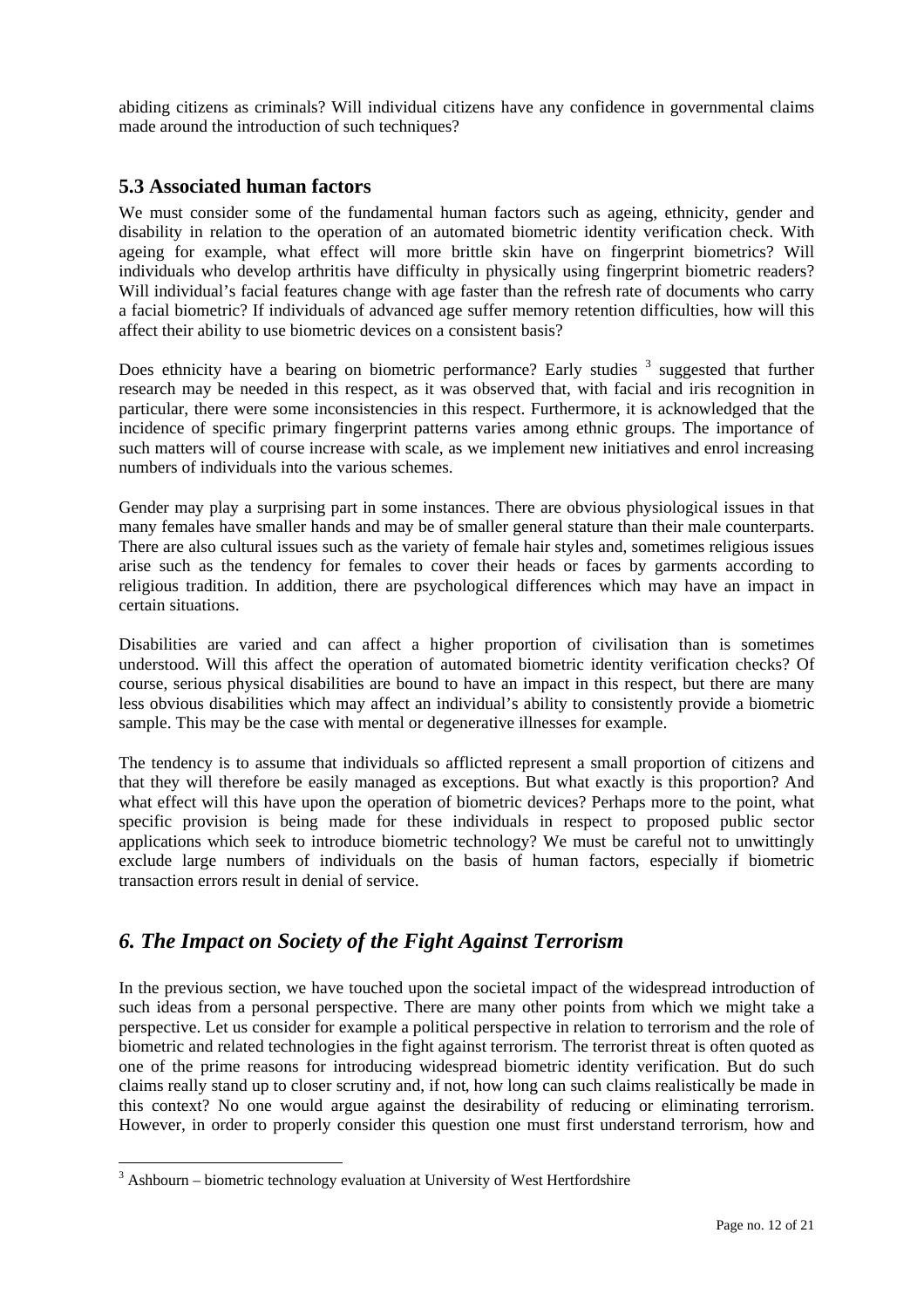abiding citizens as criminals? Will individual citizens have any confidence in governmental claims made around the introduction of such techniques?

## 5.3 Associated human factors

We must consider some of the fundamental human factors such as ageing, ethnicity, gender and disability in relation to the operation of an automated biometric identity verification check. With ageing for example, what effect will more brittle skin have on fingerprint biometrics? Will individuals who develop arthritis have difficulty in physically using fingerprint biometric readers? Will individual's facial features change with age faster than the refresh rate of documents who carry a facial biometric? If individuals of advanced age suffer memory retention difficulties, how will this affect their ability to use biometric devices on a consistent basis?

Does ethnicity have a bearing on biometric performance? Early studies [3] suggested that further research may be needed in this respect, as it was observed that, with facial and iris recognition in particular, there were some inconsistencies in this respect. Furthermore, it is acknowledged that the incidence of specific primary fingerprint patterns varies among ethnic groups. The importance of such matters will of course increase with scale, as we implement new initiatives and enrol increasing numbers of individuals into the various schemes.

Gender may play a surprising part in some instances. There are obvious physiological issues in that many females have smaller hands and may be of smaller general stature than their male counterparts. There are also cultural issues such as the variety of female hair styles and, sometimes religious issues arise such as the tendency for females to cover their heads or faces by garments according to religious tradition. In addition, there are psychological differences which may have an impact in certain situations.

Disabilities are varied and can affect a higher proportion of civilisation than is sometimes understood. Will this affect the operation of automated biometric identity verification checks? Of course, serious physical disabilities are bound to have an impact in this respect, but there are many less obvious disabilities which may affect an individual's ability to consistently provide a biometric sample. This may be the case with mental or degenerative illnesses for example.

The tendency is to assume that individuals so afflicted represent a small proportion of citizens and that they will therefore be easily managed as exceptions. But what exactly is this proportion? And what effect will this have upon the operation of biometric devices? Perhaps more to the point, what specific provision is being made for these individuals in respect to proposed public sector applications which seek to introduce biometric technology? We must be careful not to unwittingly exclude large numbers of individuals on the basis of human factors, especially if biometric transaction errors result in denial of service.

# *6. The Impact on Society of the Fight Against Terrorism*

In the previous section, we have touched upon the societal impact of the widespread introduction of such ideas from a personal perspective. There are many other points from which we might take a perspective. Let us consider for example a political perspective in relation to terrorism and the role of biometric and related technologies in the fight against terrorism. The terrorist threat is often quoted as one of the prime reasons for introducing widespread biometric identity verification. But do such claims really stand up to closer scrutiny and, if not, how long can such claims realistically be made in this context? No one would argue against the desirability of reducing or eliminating terrorism. However, in order to properly consider this question one must first understand terrorism, how and

[3] Ashbourn – biometric technology evaluation at University of West Hertfordshire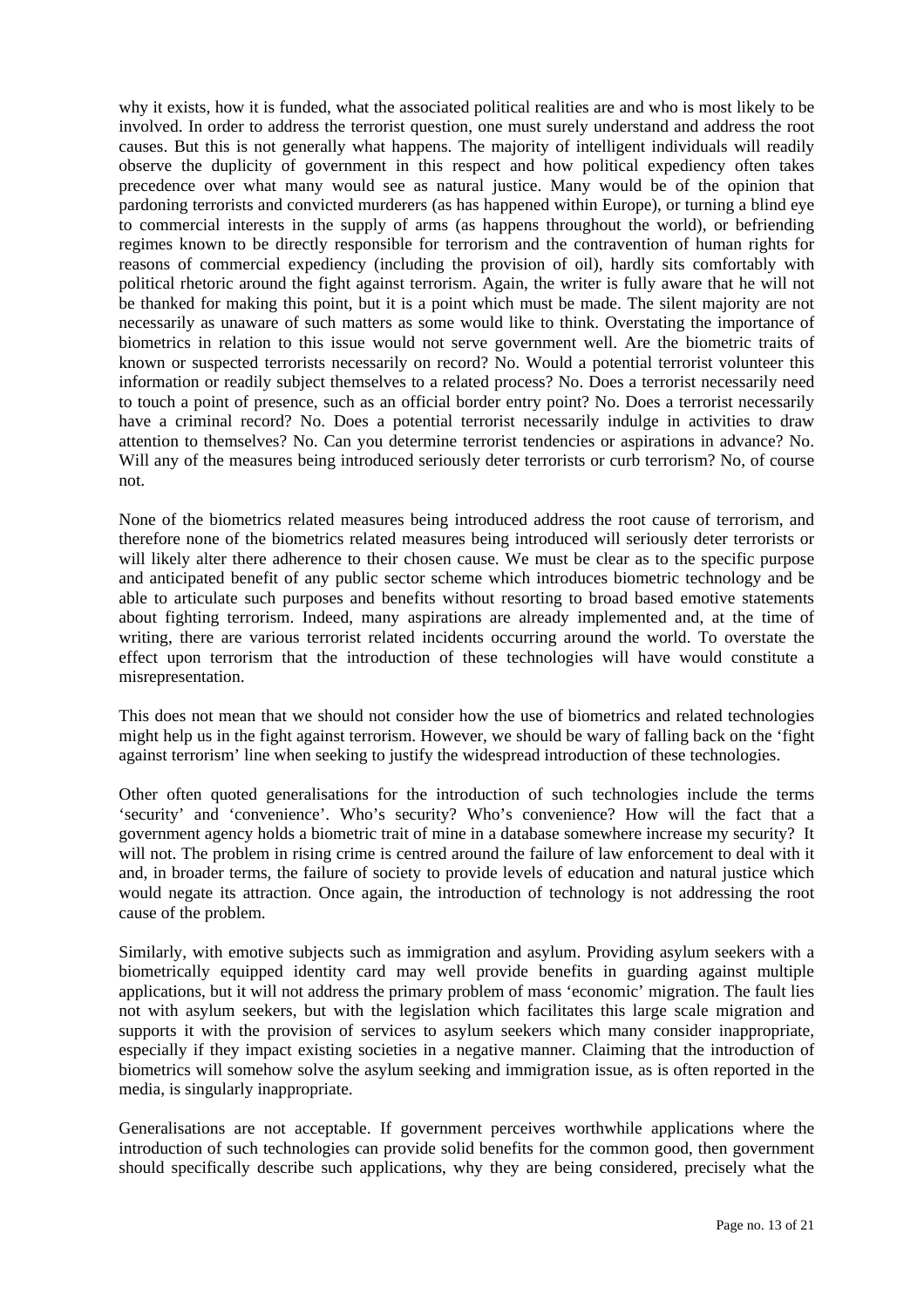why it exists, how it is funded, what the associated political realities are and who is most likely to be involved. In order to address the terrorist question, one must surely understand and address the root causes. But this is not generally what happens. The majority of intelligent individuals will readily observe the duplicity of government in this respect and how political expediency often takes precedence over what many would see as natural justice. Many would be of the opinion that pardoning terrorists and convicted murderers (as has happened within Europe), or turning a blind eye to commercial interests in the supply of arms (as happens throughout the world), or befriending regimes known to be directly responsible for terrorism and the contravention of human rights for reasons of commercial expediency (including the provision of oil), hardly sits comfortably with political rhetoric around the fight against terrorism. Again, the writer is fully aware that he will not be thanked for making this point, but it is a point which must be made. The silent majority are not necessarily as unaware of such matters as some would like to think. Overstating the importance of biometrics in relation to this issue would not serve government well. Are the biometric traits of known or suspected terrorists necessarily on record? No. Would a potential terrorist volunteer this information or readily subject themselves to a related process? No. Does a terrorist necessarily need to touch a point of presence, such as an official border entry point? No. Does a terrorist necessarily have a criminal record? No. Does a potential terrorist necessarily indulge in activities to draw attention to themselves? No. Can you determine terrorist tendencies or aspirations in advance? No. Will any of the measures being introduced seriously deter terrorists or curb terrorism? No, of course not.

None of the biometrics related measures being introduced address the root cause of terrorism, and therefore none of the biometrics related measures being introduced will seriously deter terrorists or will likely alter there adherence to their chosen cause. We must be clear as to the specific purpose and anticipated benefit of any public sector scheme which introduces biometric technology and be able to articulate such purposes and benefits without resorting to broad based emotive statements about fighting terrorism. Indeed, many aspirations are already implemented and, at the time of writing, there are various terrorist related incidents occurring around the world. To overstate the effect upon terrorism that the introduction of these technologies will have would constitute a misrepresentation.

This does not mean that we should not consider how the use of biometrics and related technologies might help us in the fight against terrorism. However, we should be wary of falling back on the 'fight against terrorism' line when seeking to justify the widespread introduction of these technologies.

Other often quoted generalisations for the introduction of such technologies include the terms 'security' and 'convenience'. Who's security? Who's convenience? How will the fact that a government agency holds a biometric trait of mine in a database somewhere increase my security? It will not. The problem in rising crime is centred around the failure of law enforcement to deal with it and, in broader terms, the failure of society to provide levels of education and natural justice which would negate its attraction. Once again, the introduction of technology is not addressing the root cause of the problem.

Similarly, with emotive subjects such as immigration and asylum. Providing asylum seekers with a biometrically equipped identity card may well provide benefits in guarding against multiple applications, but it will not address the primary problem of mass 'economic' migration. The fault lies not with asylum seekers, but with the legislation which facilitates this large scale migration and supports it with the provision of services to asylum seekers which many consider inappropriate, especially if they impact existing societies in a negative manner. Claiming that the introduction of biometrics will somehow solve the asylum seeking and immigration issue, as is often reported in the media, is singularly inappropriate.

Generalisations are not acceptable. If government perceives worthwhile applications where the introduction of such technologies can provide solid benefits for the common good, then government should specifically describe such applications, why they are being considered, precisely what the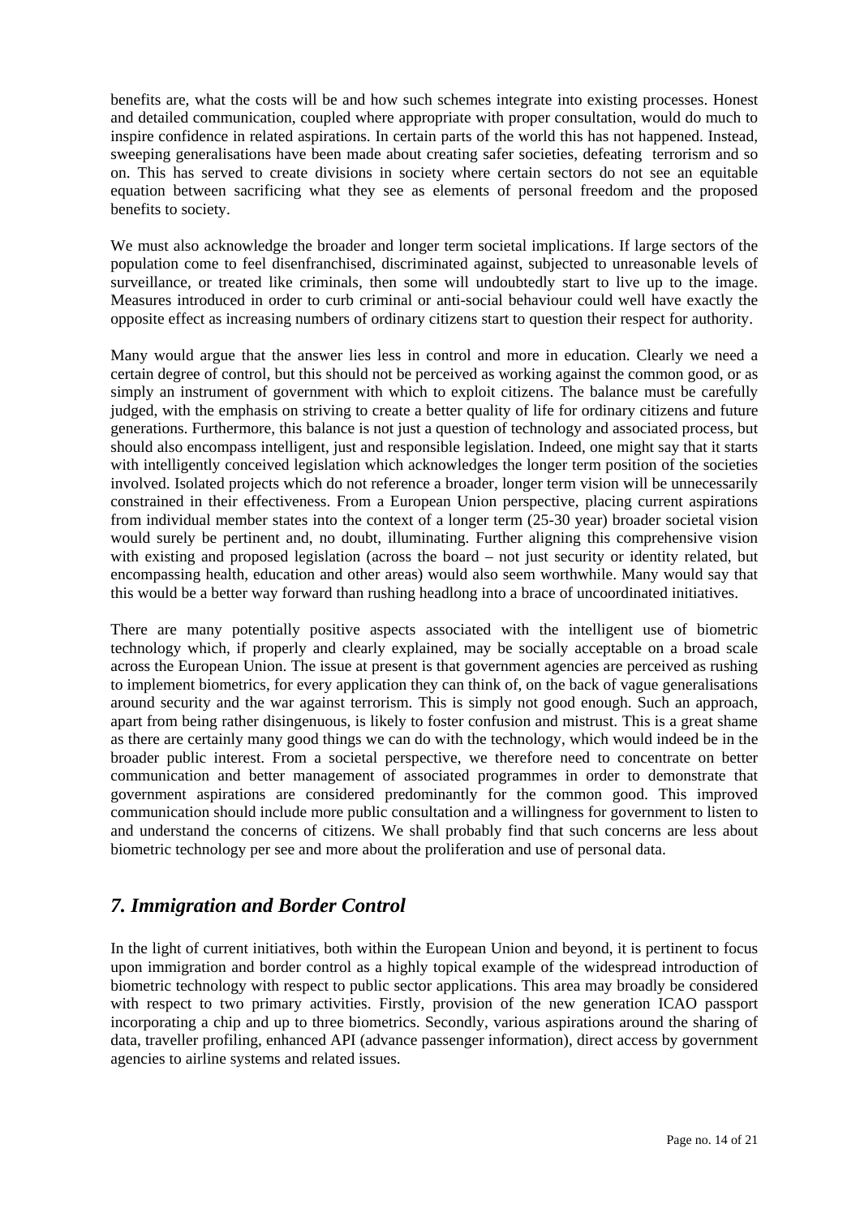benefits are, what the costs will be and how such schemes integrate into existing processes. Honest and detailed communication, coupled where appropriate with proper consultation, would do much to inspire confidence in related aspirations. In certain parts of the world this has not happened. Instead, sweeping generalisations have been made about creating safer societies, defeating terrorism and so on. This has served to create divisions in society where certain sectors do not see an equitable equation between sacrificing what they see as elements of personal freedom and the proposed benefits to society.

We must also acknowledge the broader and longer term societal implications. If large sectors of the population come to feel disenfranchised, discriminated against, subjected to unreasonable levels of surveillance, or treated like criminals, then some will undoubtedly start to live up to the image. Measures introduced in order to curb criminal or anti-social behaviour could well have exactly the opposite effect as increasing numbers of ordinary citizens start to question their respect for authority.

Many would argue that the answer lies less in control and more in education. Clearly we need a certain degree of control, but this should not be perceived as working against the common good, or as simply an instrument of government with which to exploit citizens. The balance must be carefully judged, with the emphasis on striving to create a better quality of life for ordinary citizens and future generations. Furthermore, this balance is not just a question of technology and associated process, but should also encompass intelligent, just and responsible legislation. Indeed, one might say that it starts with intelligently conceived legislation which acknowledges the longer term position of the societies involved. Isolated projects which do not reference a broader, longer term vision will be unnecessarily constrained in their effectiveness. From a European Union perspective, placing current aspirations from individual member states into the context of a longer term (25-30 year) broader societal vision would surely be pertinent and, no doubt, illuminating. Further aligning this comprehensive vision with existing and proposed legislation (across the board – not just security or identity related, but encompassing health, education and other areas) would also seem worthwhile. Many would say that this would be a better way forward than rushing headlong into a brace of uncoordinated initiatives.

There are many potentially positive aspects associated with the intelligent use of biometric technology which, if properly and clearly explained, may be socially acceptable on a broad scale across the European Union. The issue at present is that government agencies are perceived as rushing to implement biometrics, for every application they can think of, on the back of vague generalisations around security and the war against terrorism. This is simply not good enough. Such an approach, apart from being rather disingenuous, is likely to foster confusion and mistrust. This is a great shame as there are certainly many good things we can do with the technology, which would indeed be in the broader public interest. From a societal perspective, we therefore need to concentrate on better communication and better management of associated programmes in order to demonstrate that government aspirations are considered predominantly for the common good. This improved communication should include more public consultation and a willingness for government to listen to and understand the concerns of citizens. We shall probably find that such concerns are less about biometric technology per see and more about the proliferation and use of personal data.

## *7. Immigration and Border Control*

In the light of current initiatives, both within the European Union and beyond, it is pertinent to focus upon immigration and border control as a highly topical example of the widespread introduction of biometric technology with respect to public sector applications. This area may broadly be considered with respect to two primary activities. Firstly, provision of the new generation ICAO passport incorporating a chip and up to three biometrics. Secondly, various aspirations around the sharing of data, traveller profiling, enhanced API (advance passenger information), direct access by government agencies to airline systems and related issues.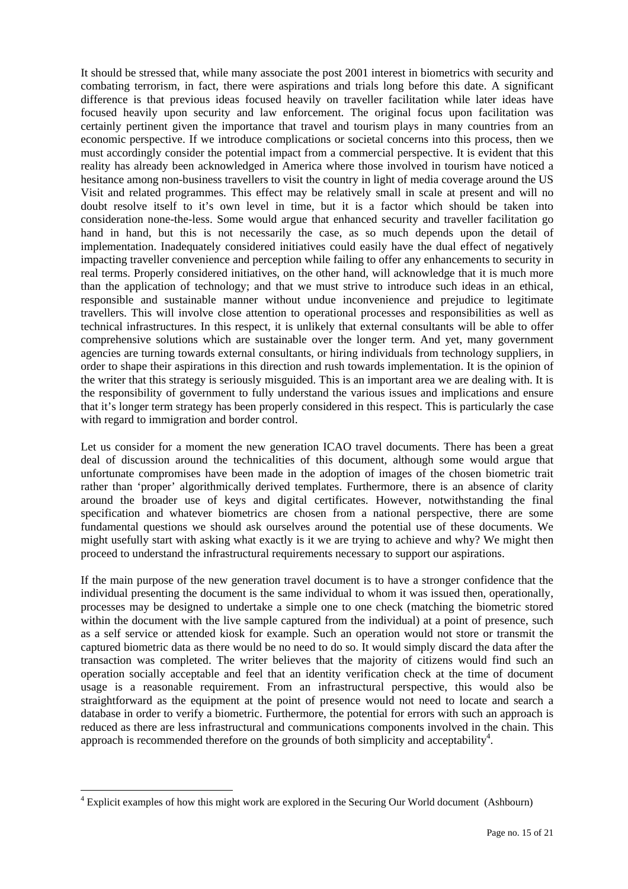It should be stressed that, while many associate the post 2001 interest in biometrics with security and combating terrorism, in fact, there were aspirations and trials long before this date. A significant difference is that previous ideas focused heavily on traveller facilitation while later ideas have focused heavily upon security and law enforcement. The original focus upon facilitation was certainly pertinent given the importance that travel and tourism plays in many countries from an economic perspective. If we introduce complications or societal concerns into this process, then we must accordingly consider the potential impact from a commercial perspective. It is evident that this reality has already been acknowledged in America where those involved in tourism have noticed a hesitance among non-business travellers to visit the country in light of media coverage around the US Visit and related programmes. This effect may be relatively small in scale at present and will no doubt resolve itself to it's own level in time, but it is a factor which should be taken into consideration none-the-less. Some would argue that enhanced security and traveller facilitation go hand in hand, but this is not necessarily the case, as so much depends upon the detail of implementation. Inadequately considered initiatives could easily have the dual effect of negatively impacting traveller convenience and perception while failing to offer any enhancements to security in real terms. Properly considered initiatives, on the other hand, will acknowledge that it is much more than the application of technology; and that we must strive to introduce such ideas in an ethical, responsible and sustainable manner without undue inconvenience and prejudice to legitimate travellers. This will involve close attention to operational processes and responsibilities as well as technical infrastructures. In this respect, it is unlikely that external consultants will be able to offer comprehensive solutions which are sustainable over the longer term. And yet, many government agencies are turning towards external consultants, or hiring individuals from technology suppliers, in order to shape their aspirations in this direction and rush towards implementation. It is the opinion of the writer that this strategy is seriously misguided. This is an important area we are dealing with. It is the responsibility of government to fully understand the various issues and implications and ensure that it's longer term strategy has been properly considered in this respect. This is particularly the case with regard to immigration and border control.

Let us consider for a moment the new generation ICAO travel documents. There has been a great deal of discussion around the technicalities of this document, although some would argue that unfortunate compromises have been made in the adoption of images of the chosen biometric trait rather than 'proper' algorithmically derived templates. Furthermore, there is an absence of clarity around the broader use of keys and digital certificates. However, notwithstanding the final specification and whatever biometrics are chosen from a national perspective, there are some fundamental questions we should ask ourselves around the potential use of these documents. We might usefully start with asking what exactly is it we are trying to achieve and why? We might then proceed to understand the infrastructural requirements necessary to support our aspirations.

If the main purpose of the new generation travel document is to have a stronger confidence that the individual presenting the document is the same individual to whom it was issued then, operationally, processes may be designed to undertake a simple one to one check (matching the biometric stored within the document with the live sample captured from the individual) at a point of presence, such as a self service or attended kiosk for example. Such an operation would not store or transmit the captured biometric data as there would be no need to do so. It would simply discard the data after the transaction was completed. The writer believes that the majority of citizens would find such an operation socially acceptable and feel that an identity verification check at the time of document usage is a reasonable requirement. From an infrastructural perspective, this would also be straightforward as the equipment at the point of presence would not need to locate and search a database in order to verify a biometric. Furthermore, the potential for errors with such an approach is reduced as there are less infrastructural and communications components involved in the chain. This approach is recommended therefore on the grounds of both simplicity and acceptability[4].

---

[4] Explicit examples of how this might work are explored in the Securing Our World document (Ashbourn)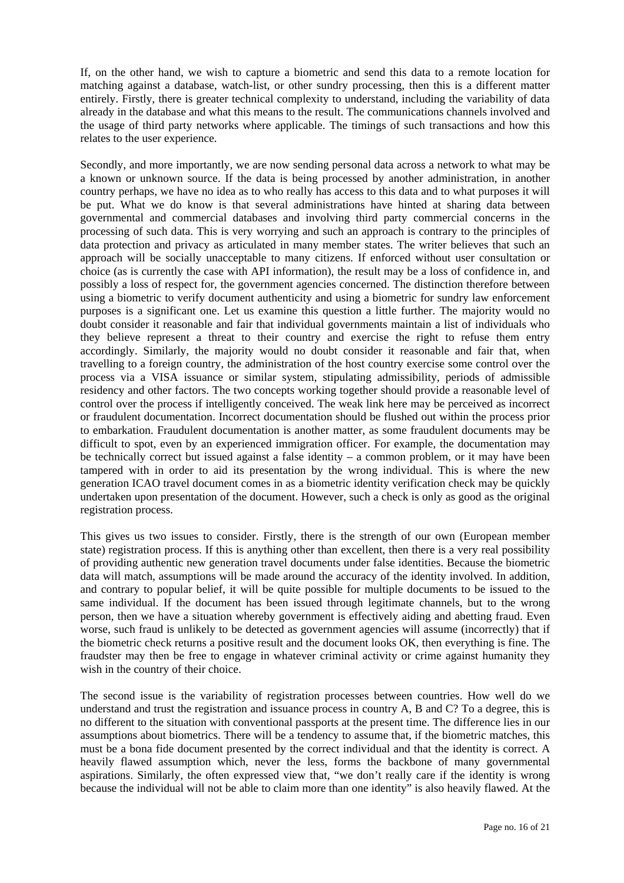If, on the other hand, we wish to capture a biometric and send this data to a remote location for matching against a database, watch-list, or other sundry processing, then this is a different matter entirely. Firstly, there is greater technical complexity to understand, including the variability of data already in the database and what this means to the result. The communications channels involved and the usage of third party networks where applicable. The timings of such transactions and how this relates to the user experience.

Secondly, and more importantly, we are now sending personal data across a network to what may be a known or unknown source. If the data is being processed by another administration, in another country perhaps, we have no idea as to who really has access to this data and to what purposes it will be put. What we do know is that several administrations have hinted at sharing data between governmental and commercial databases and involving third party commercial concerns in the processing of such data. This is very worrying and such an approach is contrary to the principles of data protection and privacy as articulated in many member states. The writer believes that such an approach will be socially unacceptable to many citizens. If enforced without user consultation or choice (as is currently the case with API information), the result may be a loss of confidence in, and possibly a loss of respect for, the government agencies concerned. The distinction therefore between using a biometric to verify document authenticity and using a biometric for sundry law enforcement purposes is a significant one. Let us examine this question a little further. The majority would no doubt consider it reasonable and fair that individual governments maintain a list of individuals who they believe represent a threat to their country and exercise the right to refuse them entry accordingly. Similarly, the majority would no doubt consider it reasonable and fair that, when travelling to a foreign country, the administration of the host country exercise some control over the process via a VISA issuance or similar system, stipulating admissibility, periods of admissible residency and other factors. The two concepts working together should provide a reasonable level of control over the process if intelligently conceived. The weak link here may be perceived as incorrect or fraudulent documentation. Incorrect documentation should be flushed out within the process prior to embarkation. Fraudulent documentation is another matter, as some fraudulent documents may be difficult to spot, even by an experienced immigration officer. For example, the documentation may be technically correct but issued against a false identity – a common problem, or it may have been tampered with in order to aid its presentation by the wrong individual. This is where the new generation ICAO travel document comes in as a biometric identity verification check may be quickly undertaken upon presentation of the document. However, such a check is only as good as the original registration process.

This gives us two issues to consider. Firstly, there is the strength of our own (European member state) registration process. If this is anything other than excellent, then there is a very real possibility of providing authentic new generation travel documents under false identities. Because the biometric data will match, assumptions will be made around the accuracy of the identity involved. In addition, and contrary to popular belief, it will be quite possible for multiple documents to be issued to the same individual. If the document has been issued through legitimate channels, but to the wrong person, then we have a situation whereby government is effectively aiding and abetting fraud. Even worse, such fraud is unlikely to be detected as government agencies will assume (incorrectly) that if the biometric check returns a positive result and the document looks OK, then everything is fine. The fraudster may then be free to engage in whatever criminal activity or crime against humanity they wish in the country of their choice.

The second issue is the variability of registration processes between countries. How well do we understand and trust the registration and issuance process in country A, B and C? To a degree, this is no different to the situation with conventional passports at the present time. The difference lies in our assumptions about biometrics. There will be a tendency to assume that, if the biometric matches, this must be a bona fide document presented by the correct individual and that the identity is correct. A heavily flawed assumption which, never the less, forms the backbone of many governmental aspirations. Similarly, the often expressed view that, "we don't really care if the identity is wrong because the individual will not be able to claim more than one identity" is also heavily flawed. At the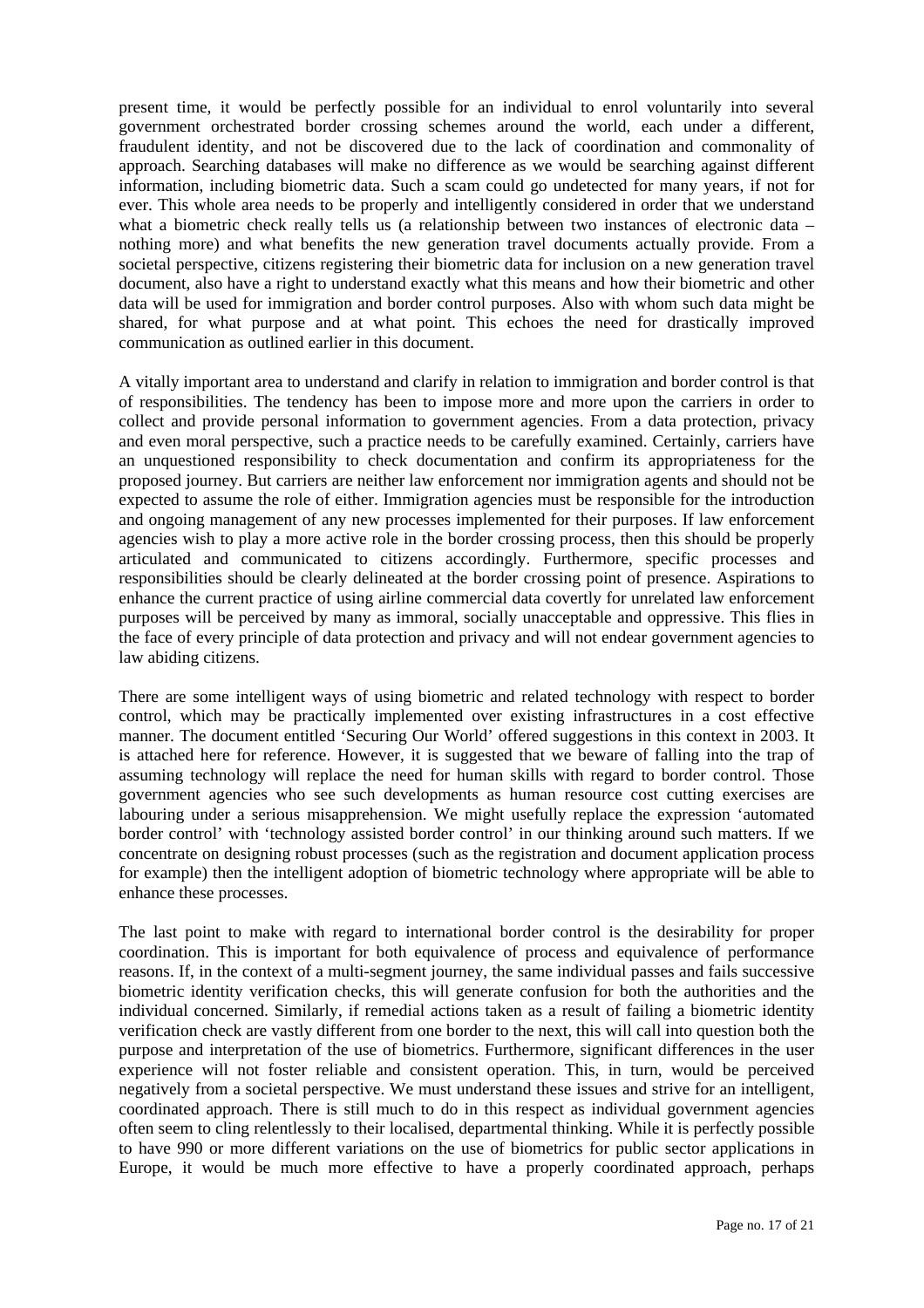present time, it would be perfectly possible for an individual to enrol voluntarily into several government orchestrated border crossing schemes around the world, each under a different, fraudulent identity, and not be discovered due to the lack of coordination and commonality of approach. Searching databases will make no difference as we would be searching against different information, including biometric data. Such a scam could go undetected for many years, if not for ever. This whole area needs to be properly and intelligently considered in order that we understand what a biometric check really tells us (a relationship between two instances of electronic data – nothing more) and what benefits the new generation travel documents actually provide. From a societal perspective, citizens registering their biometric data for inclusion on a new generation travel document, also have a right to understand exactly what this means and how their biometric and other data will be used for immigration and border control purposes. Also with whom such data might be shared, for what purpose and at what point. This echoes the need for drastically improved communication as outlined earlier in this document.

A vitally important area to understand and clarify in relation to immigration and border control is that of responsibilities. The tendency has been to impose more and more upon the carriers in order to collect and provide personal information to government agencies. From a data protection, privacy and even moral perspective, such a practice needs to be carefully examined. Certainly, carriers have an unquestioned responsibility to check documentation and confirm its appropriateness for the proposed journey. But carriers are neither law enforcement nor immigration agents and should not be expected to assume the role of either. Immigration agencies must be responsible for the introduction and ongoing management of any new processes implemented for their purposes. If law enforcement agencies wish to play a more active role in the border crossing process, then this should be properly articulated and communicated to citizens accordingly. Furthermore, specific processes and responsibilities should be clearly delineated at the border crossing point of presence. Aspirations to enhance the current practice of using airline commercial data covertly for unrelated law enforcement purposes will be perceived by many as immoral, socially unacceptable and oppressive. This flies in the face of every principle of data protection and privacy and will not endear government agencies to law abiding citizens.

There are some intelligent ways of using biometric and related technology with respect to border control, which may be practically implemented over existing infrastructures in a cost effective manner. The document entitled 'Securing Our World' offered suggestions in this context in 2003. It is attached here for reference. However, it is suggested that we beware of falling into the trap of assuming technology will replace the need for human skills with regard to border control. Those government agencies who see such developments as human resource cost cutting exercises are labouring under a serious misapprehension. We might usefully replace the expression 'automated border control' with 'technology assisted border control' in our thinking around such matters. If we concentrate on designing robust processes (such as the registration and document application process for example) then the intelligent adoption of biometric technology where appropriate will be able to enhance these processes.

The last point to make with regard to international border control is the desirability for proper coordination. This is important for both equivalence of process and equivalence of performance reasons. If, in the context of a multi-segment journey, the same individual passes and fails successive biometric identity verification checks, this will generate confusion for both the authorities and the individual concerned. Similarly, if remedial actions taken as a result of failing a biometric identity verification check are vastly different from one border to the next, this will call into question both the purpose and interpretation of the use of biometrics. Furthermore, significant differences in the user experience will not foster reliable and consistent operation. This, in turn, would be perceived negatively from a societal perspective. We must understand these issues and strive for an intelligent, coordinated approach. There is still much to do in this respect as individual government agencies often seem to cling relentlessly to their localised, departmental thinking. While it is perfectly possible to have 990 or more different variations on the use of biometrics for public sector applications in Europe, it would be much more effective to have a properly coordinated approach, perhaps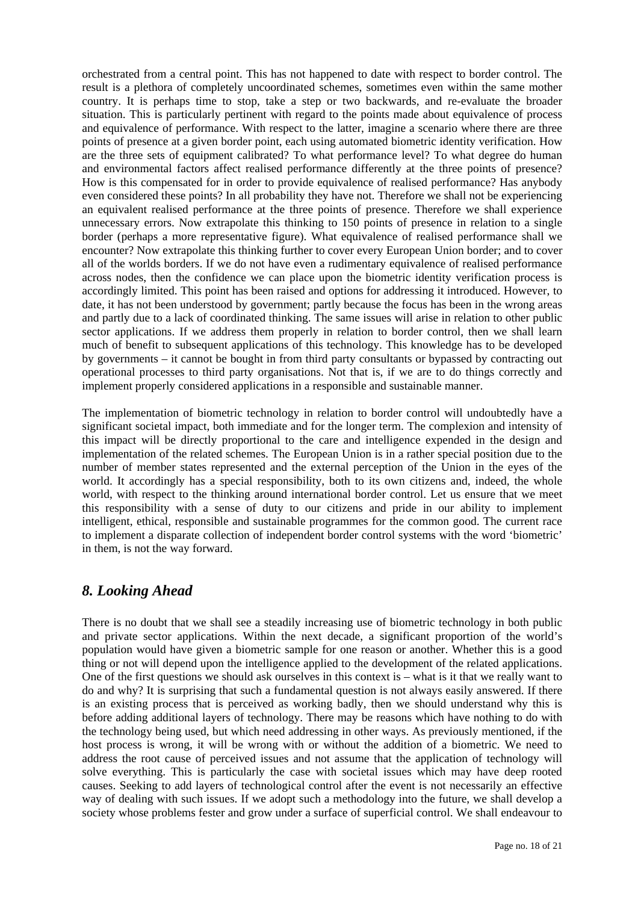orchestrated from a central point. This has not happened to date with respect to border control. The result is a plethora of completely uncoordinated schemes, sometimes even within the same mother country. It is perhaps time to stop, take a step or two backwards, and re-evaluate the broader situation. This is particularly pertinent with regard to the points made about equivalence of process and equivalence of performance. With respect to the latter, imagine a scenario where there are three points of presence at a given border point, each using automated biometric identity verification. How are the three sets of equipment calibrated? To what performance level? To what degree do human and environmental factors affect realised performance differently at the three points of presence? How is this compensated for in order to provide equivalence of realised performance? Has anybody even considered these points? In all probability they have not. Therefore we shall not be experiencing an equivalent realised performance at the three points of presence. Therefore we shall experience unnecessary errors. Now extrapolate this thinking to 150 points of presence in relation to a single border (perhaps a more representative figure). What equivalence of realised performance shall we encounter? Now extrapolate this thinking further to cover every European Union border; and to cover all of the worlds borders. If we do not have even a rudimentary equivalence of realised performance across nodes, then the confidence we can place upon the biometric identity verification process is accordingly limited. This point has been raised and options for addressing it introduced. However, to date, it has not been understood by government; partly because the focus has been in the wrong areas and partly due to a lack of coordinated thinking. The same issues will arise in relation to other public sector applications. If we address them properly in relation to border control, then we shall learn much of benefit to subsequent applications of this technology. This knowledge has to be developed by governments – it cannot be bought in from third party consultants or bypassed by contracting out operational processes to third party organisations. Not that is, if we are to do things correctly and implement properly considered applications in a responsible and sustainable manner.

The implementation of biometric technology in relation to border control will undoubtedly have a significant societal impact, both immediate and for the longer term. The complexion and intensity of this impact will be directly proportional to the care and intelligence expended in the design and implementation of the related schemes. The European Union is in a rather special position due to the number of member states represented and the external perception of the Union in the eyes of the world. It accordingly has a special responsibility, both to its own citizens and, indeed, the whole world, with respect to the thinking around international border control. Let us ensure that we meet this responsibility with a sense of duty to our citizens and pride in our ability to implement intelligent, ethical, responsible and sustainable programmes for the common good. The current race to implement a disparate collection of independent border control systems with the word 'biometric' in them, is not the way forward.

## *8. Looking Ahead*

There is no doubt that we shall see a steadily increasing use of biometric technology in both public and private sector applications. Within the next decade, a significant proportion of the world's population would have given a biometric sample for one reason or another. Whether this is a good thing or not will depend upon the intelligence applied to the development of the related applications. One of the first questions we should ask ourselves in this context is – what is it that we really want to do and why? It is surprising that such a fundamental question is not always easily answered. If there is an existing process that is perceived as working badly, then we should understand why this is before adding additional layers of technology. There may be reasons which have nothing to do with the technology being used, but which need addressing in other ways. As previously mentioned, if the host process is wrong, it will be wrong with or without the addition of a biometric. We need to address the root cause of perceived issues and not assume that the application of technology will solve everything. This is particularly the case with societal issues which may have deep rooted causes. Seeking to add layers of technological control after the event is not necessarily an effective way of dealing with such issues. If we adopt such a methodology into the future, we shall develop a society whose problems fester and grow under a surface of superficial control. We shall endeavour to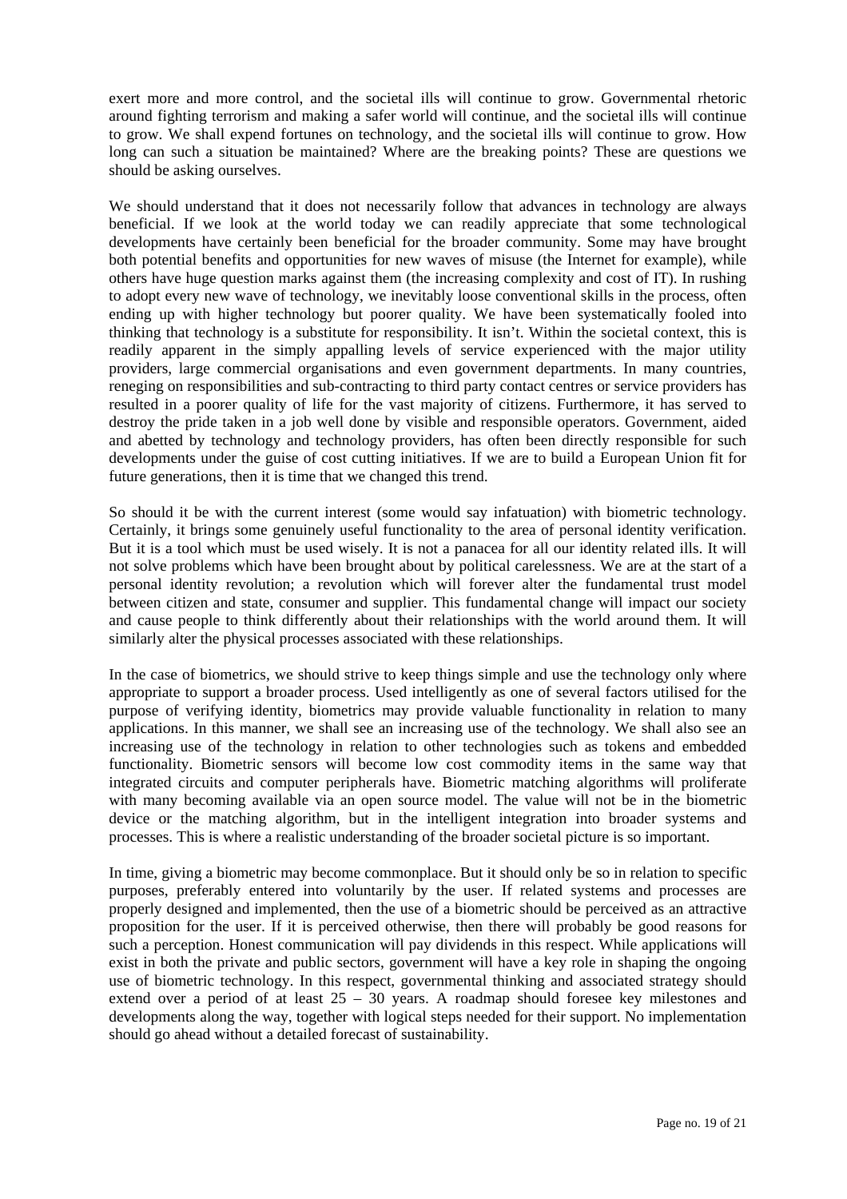exert more and more control, and the societal ills will continue to grow. Governmental rhetoric around fighting terrorism and making a safer world will continue, and the societal ills will continue to grow. We shall expend fortunes on technology, and the societal ills will continue to grow. How long can such a situation be maintained? Where are the breaking points? These are questions we should be asking ourselves.

We should understand that it does not necessarily follow that advances in technology are always beneficial. If we look at the world today we can readily appreciate that some technological developments have certainly been beneficial for the broader community. Some may have brought both potential benefits and opportunities for new waves of misuse (the Internet for example), while others have huge question marks against them (the increasing complexity and cost of IT). In rushing to adopt every new wave of technology, we inevitably loose conventional skills in the process, often ending up with higher technology but poorer quality. We have been systematically fooled into thinking that technology is a substitute for responsibility. It isn't. Within the societal context, this is readily apparent in the simply appalling levels of service experienced with the major utility providers, large commercial organisations and even government departments. In many countries, reneging on responsibilities and sub-contracting to third party contact centres or service providers has resulted in a poorer quality of life for the vast majority of citizens. Furthermore, it has served to destroy the pride taken in a job well done by visible and responsible operators. Government, aided and abetted by technology and technology providers, has often been directly responsible for such developments under the guise of cost cutting initiatives. If we are to build a European Union fit for future generations, then it is time that we changed this trend.

So should it be with the current interest (some would say infatuation) with biometric technology. Certainly, it brings some genuinely useful functionality to the area of personal identity verification. But it is a tool which must be used wisely. It is not a panacea for all our identity related ills. It will not solve problems which have been brought about by political carelessness. We are at the start of a personal identity revolution; a revolution which will forever alter the fundamental trust model between citizen and state, consumer and supplier. This fundamental change will impact our society and cause people to think differently about their relationships with the world around them. It will similarly alter the physical processes associated with these relationships.

In the case of biometrics, we should strive to keep things simple and use the technology only where appropriate to support a broader process. Used intelligently as one of several factors utilised for the purpose of verifying identity, biometrics may provide valuable functionality in relation to many applications. In this manner, we shall see an increasing use of the technology. We shall also see an increasing use of the technology in relation to other technologies such as tokens and embedded functionality. Biometric sensors will become low cost commodity items in the same way that integrated circuits and computer peripherals have. Biometric matching algorithms will proliferate with many becoming available via an open source model. The value will not be in the biometric device or the matching algorithm, but in the intelligent integration into broader systems and processes. This is where a realistic understanding of the broader societal picture is so important.

In time, giving a biometric may become commonplace. But it should only be so in relation to specific purposes, preferably entered into voluntarily by the user. If related systems and processes are properly designed and implemented, then the use of a biometric should be perceived as an attractive proposition for the user. If it is perceived otherwise, then there will probably be good reasons for such a perception. Honest communication will pay dividends in this respect. While applications will exist in both the private and public sectors, government will have a key role in shaping the ongoing use of biometric technology. In this respect, governmental thinking and associated strategy should extend over a period of at least 25 – 30 years. A roadmap should foresee key milestones and developments along the way, together with logical steps needed for their support. No implementation should go ahead without a detailed forecast of sustainability.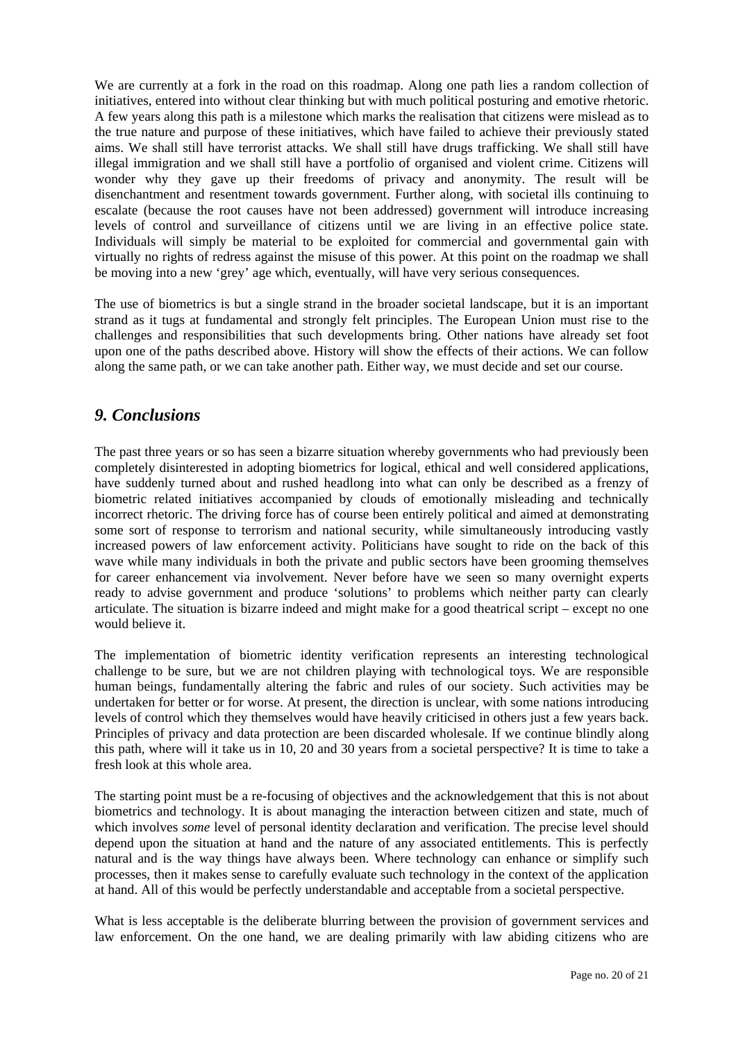We are currently at a fork in the road on this roadmap. Along one path lies a random collection of initiatives, entered into without clear thinking but with much political posturing and emotive rhetoric. A few years along this path is a milestone which marks the realisation that citizens were mislead as to the true nature and purpose of these initiatives, which have failed to achieve their previously stated aims. We shall still have terrorist attacks. We shall still have drugs trafficking. We shall still have illegal immigration and we shall still have a portfolio of organised and violent crime. Citizens will wonder why they gave up their freedoms of privacy and anonymity. The result will be disenchantment and resentment towards government. Further along, with societal ills continuing to escalate (because the root causes have not been addressed) government will introduce increasing levels of control and surveillance of citizens until we are living in an effective police state. Individuals will simply be material to be exploited for commercial and governmental gain with virtually no rights of redress against the misuse of this power. At this point on the roadmap we shall be moving into a new 'grey' age which, eventually, will have very serious consequences.

The use of biometrics is but a single strand in the broader societal landscape, but it is an important strand as it tugs at fundamental and strongly felt principles. The European Union must rise to the challenges and responsibilities that such developments bring. Other nations have already set foot upon one of the paths described above. History will show the effects of their actions. We can follow along the same path, or we can take another path. Either way, we must decide and set our course.

## *9. Conclusions*

The past three years or so has seen a bizarre situation whereby governments who had previously been completely disinterested in adopting biometrics for logical, ethical and well considered applications, have suddenly turned about and rushed headlong into what can only be described as a frenzy of biometric related initiatives accompanied by clouds of emotionally misleading and technically incorrect rhetoric. The driving force has of course been entirely political and aimed at demonstrating some sort of response to terrorism and national security, while simultaneously introducing vastly increased powers of law enforcement activity. Politicians have sought to ride on the back of this wave while many individuals in both the private and public sectors have been grooming themselves for career enhancement via involvement. Never before have we seen so many overnight experts ready to advise government and produce 'solutions' to problems which neither party can clearly articulate. The situation is bizarre indeed and might make for a good theatrical script – except no one would believe it.

The implementation of biometric identity verification represents an interesting technological challenge to be sure, but we are not children playing with technological toys. We are responsible human beings, fundamentally altering the fabric and rules of our society. Such activities may be undertaken for better or for worse. At present, the direction is unclear, with some nations introducing levels of control which they themselves would have heavily criticised in others just a few years back. Principles of privacy and data protection are been discarded wholesale. If we continue blindly along this path, where will it take us in 10, 20 and 30 years from a societal perspective? It is time to take a fresh look at this whole area.

The starting point must be a re-focusing of objectives and the acknowledgement that this is not about biometrics and technology. It is about managing the interaction between citizen and state, much of which involves *some* level of personal identity declaration and verification. The precise level should depend upon the situation at hand and the nature of any associated entitlements. This is perfectly natural and is the way things have always been. Where technology can enhance or simplify such processes, then it makes sense to carefully evaluate such technology in the context of the application at hand. All of this would be perfectly understandable and acceptable from a societal perspective.

What is less acceptable is the deliberate blurring between the provision of government services and law enforcement. On the one hand, we are dealing primarily with law abiding citizens who are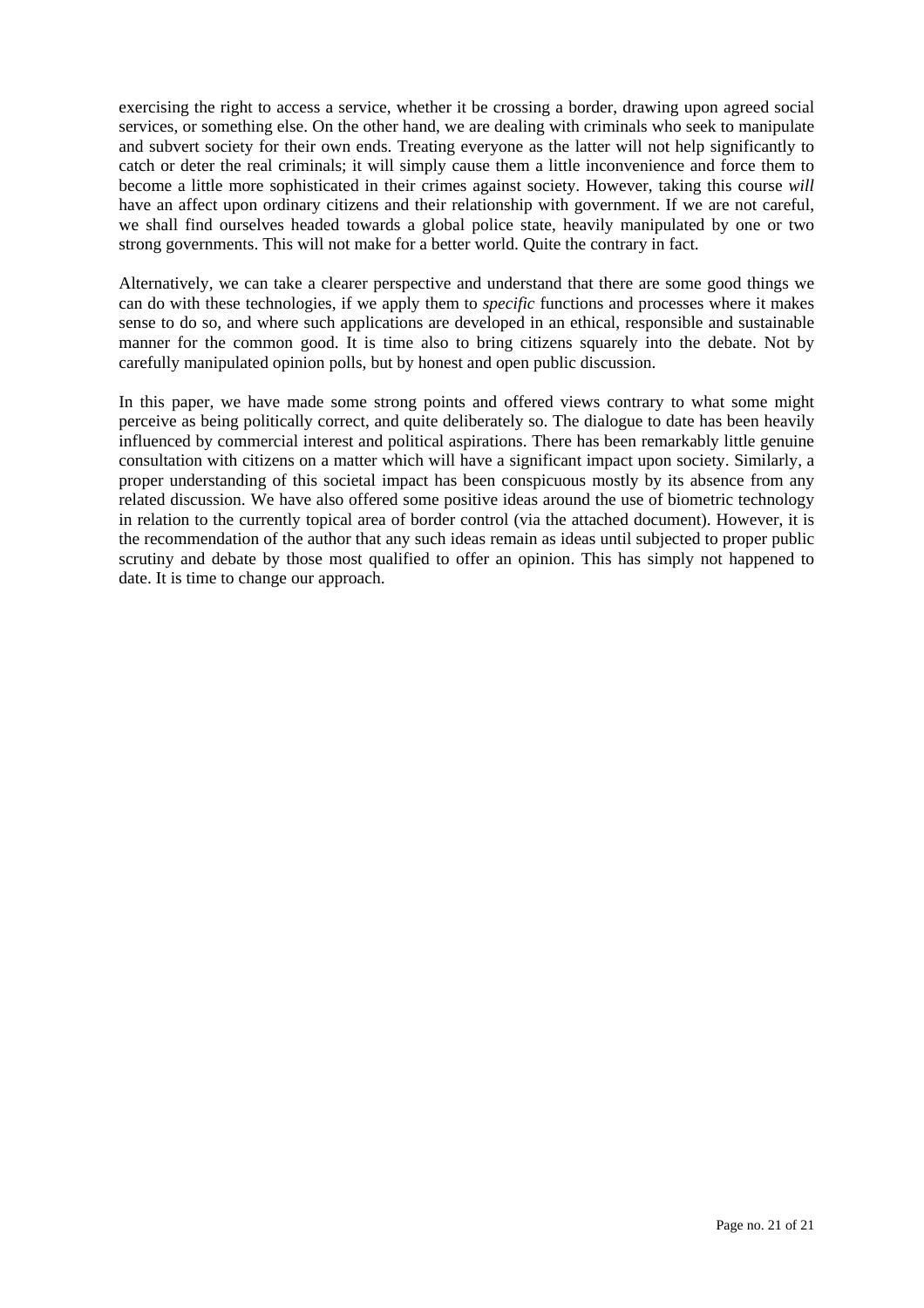exercising the right to access a service, whether it be crossing a border, drawing upon agreed social services, or something else. On the other hand, we are dealing with criminals who seek to manipulate and subvert society for their own ends. Treating everyone as the latter will not help significantly to catch or deter the real criminals; it will simply cause them a little inconvenience and force them to become a little more sophisticated in their crimes against society. However, taking this course *will* have an affect upon ordinary citizens and their relationship with government. If we are not careful, we shall find ourselves headed towards a global police state, heavily manipulated by one or two strong governments. This will not make for a better world. Quite the contrary in fact.

Alternatively, we can take a clearer perspective and understand that there are some good things we can do with these technologies, if we apply them to *specific* functions and processes where it makes sense to do so, and where such applications are developed in an ethical, responsible and sustainable manner for the common good. It is time also to bring citizens squarely into the debate. Not by carefully manipulated opinion polls, but by honest and open public discussion.

In this paper, we have made some strong points and offered views contrary to what some might perceive as being politically correct, and quite deliberately so. The dialogue to date has been heavily influenced by commercial interest and political aspirations. There has been remarkably little genuine consultation with citizens on a matter which will have a significant impact upon society. Similarly, a proper understanding of this societal impact has been conspicuous mostly by its absence from any related discussion. We have also offered some positive ideas around the use of biometric technology in relation to the currently topical area of border control (via the attached document). However, it is the recommendation of the author that any such ideas remain as ideas until subjected to proper public scrutiny and debate by those most qualified to offer an opinion. This has simply not happened to date. It is time to change our approach.